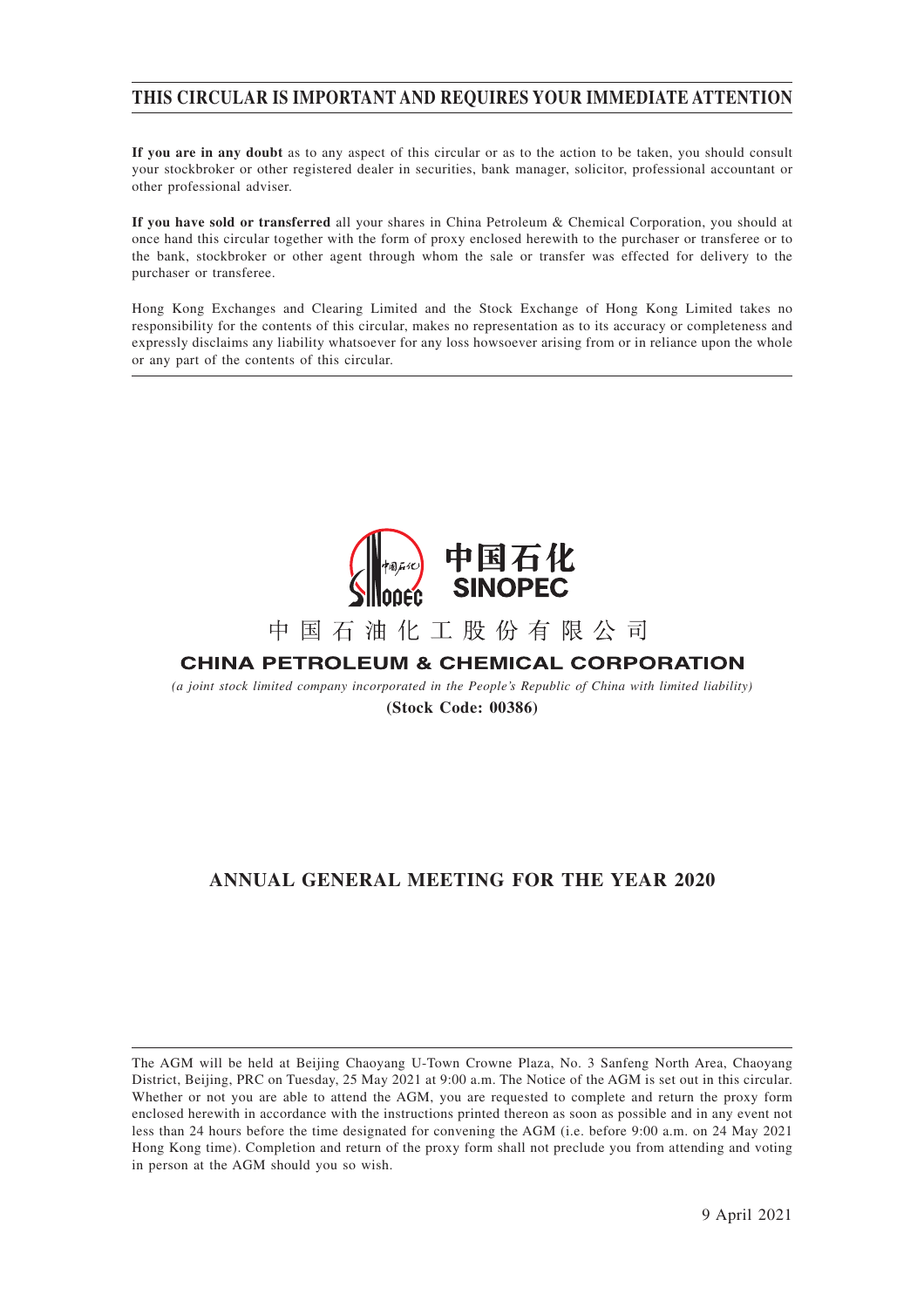# THIS CIRCULAR IS IMPORTANT AND REQUIRES YOUR IMMEDIATE ATTENTION

**If you are in any doubt** as to any aspect of this circular or as to the action to be taken, you should consult your stockbroker or other registered dealer in securities, bank manager, solicitor, professional accountant or other professional adviser.

**If you have sold or transferred** all your shares in China Petroleum & Chemical Corporation, you should at once hand this circular together with the form of proxy enclosed herewith to the purchaser or transferee or to the bank, stockbroker or other agent through whom the sale or transfer was effected for delivery to the purchaser or transferee.

Hong Kong Exchanges and Clearing Limited and the Stock Exchange of Hong Kong Limited takes no responsibility for the contents of this circular, makes no representation as to its accuracy or completeness and expressly disclaims any liability whatsoever for any loss howsoever arising from or in reliance upon the whole or any part of the contents of this circular.

中国石化
SINOPEC

中 国 石 油 化 工 股 份 有 限 公 司

**CHINA PETROLEUM & CHEMICAL CORPORATION**

*(a joint stock limited company incorporated in the People's Republic of China with limited liability)*

**(Stock Code: 00386)**

## ANNUAL GENERAL MEETING FOR THE YEAR 2020

The AGM will be held at Beijing Chaoyang U-Town Crowne Plaza, No. 3 Sanfeng North Area, Chaoyang District, Beijing, PRC on Tuesday, 25 May 2021 at 9:00 a.m. The Notice of the AGM is set out in this circular. Whether or not you are able to attend the AGM, you are requested to complete and return the proxy form enclosed herewith in accordance with the instructions printed thereon as soon as possible and in any event not less than 24 hours before the time designated for convening the AGM (i.e. before 9:00 a.m. on 24 May 2021 Hong Kong time). Completion and return of the proxy form shall not preclude you from attending and voting in person at the AGM should you so wish.

9 April 2021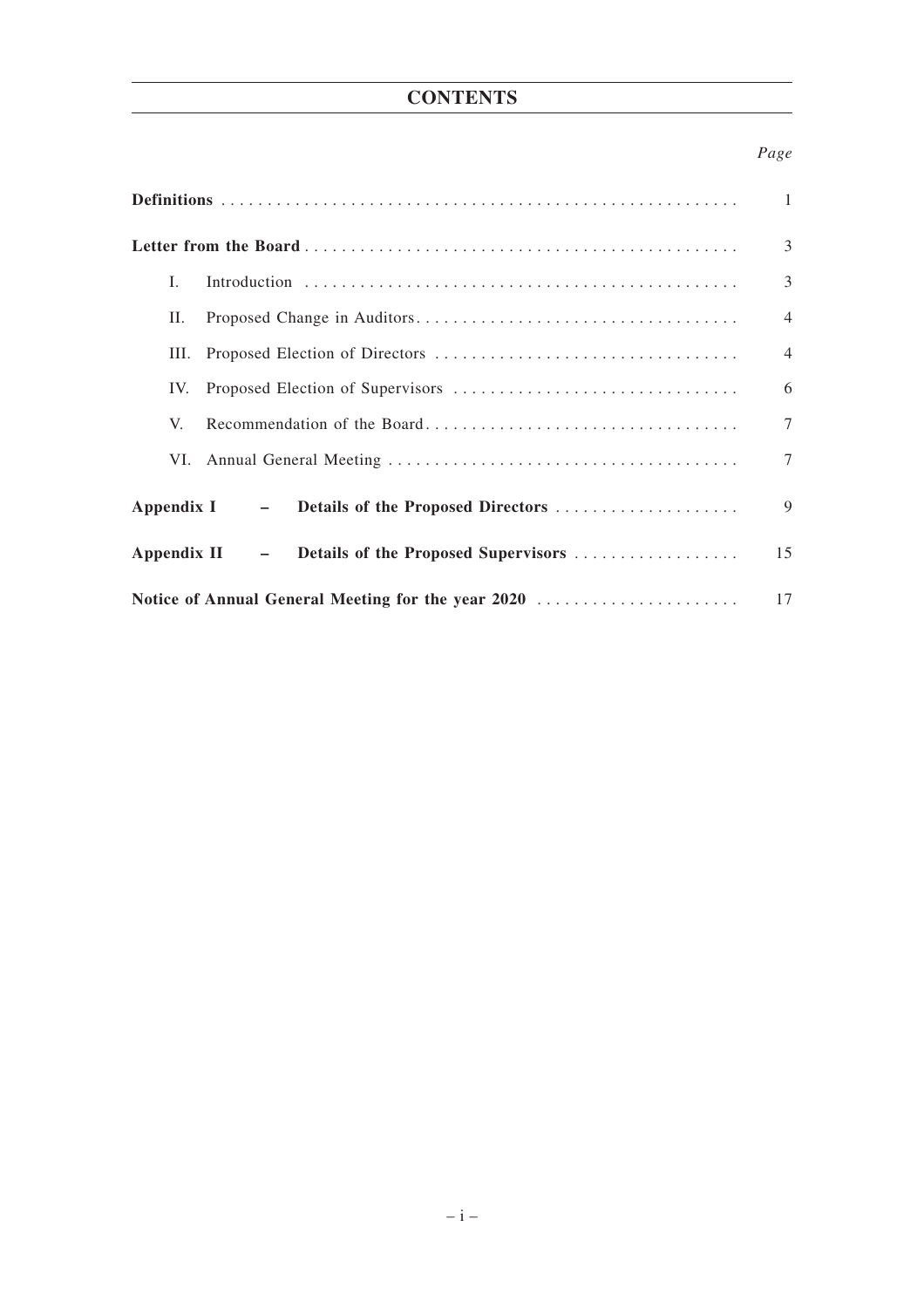# CONTENTS

| | *Page* |
|---|---|
| **Definitions** | 1 |
| **Letter from the Board** | 3 |
| I. Introduction | 3 |
| II. Proposed Change in Auditors | 4 |
| III. Proposed Election of Directors | 4 |
| IV. Proposed Election of Supervisors | 6 |
| V. Recommendation of the Board | 7 |
| VI. Annual General Meeting | 7 |
| **Appendix I – Details of the Proposed Directors** | 9 |
| **Appendix II – Details of the Proposed Supervisors** | 15 |
| **Notice of Annual General Meeting for the year 2020** | 17 |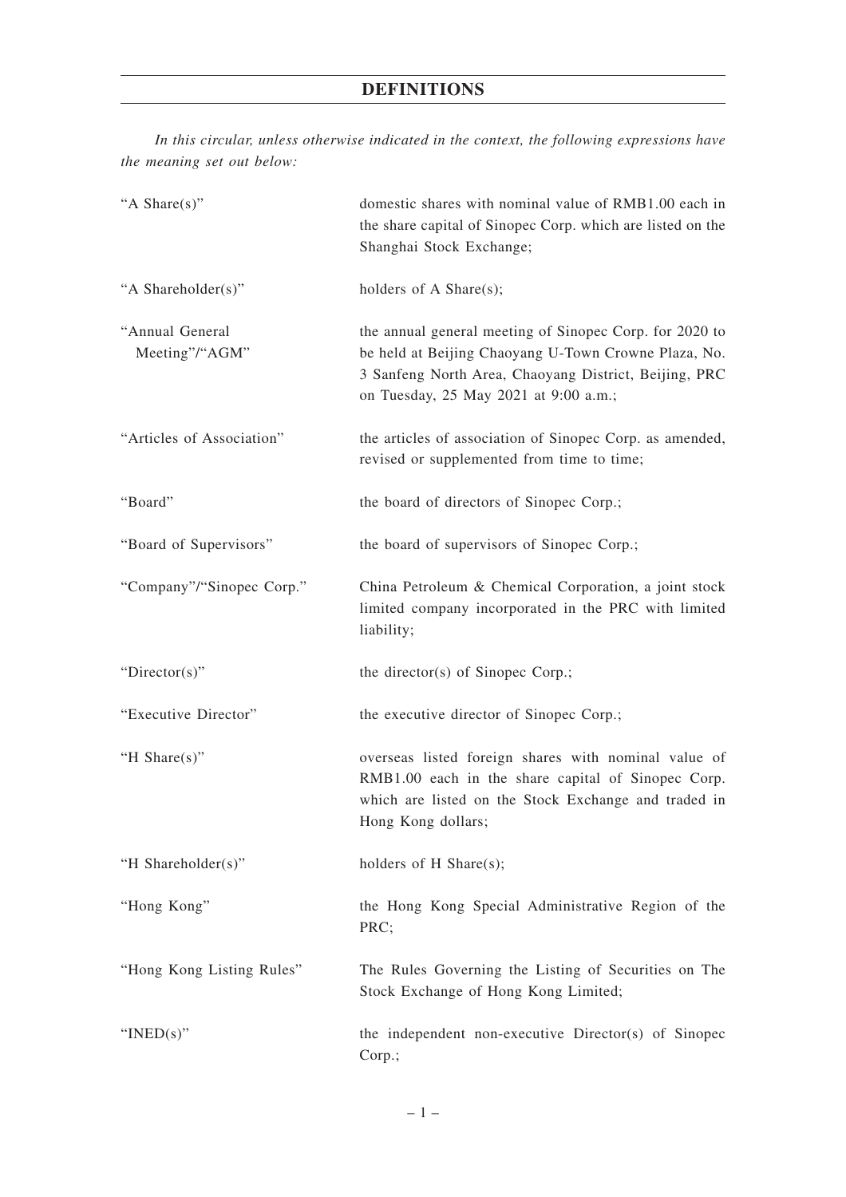# DEFINITIONS

*In this circular, unless otherwise indicated in the context, the following expressions have the meaning set out below:*

| | |
|---|---|
| "A Share(s)" | domestic shares with nominal value of RMB1.00 each in the share capital of Sinopec Corp. which are listed on the Shanghai Stock Exchange; |
| "A Shareholder(s)" | holders of A Share(s); |
| "Annual General Meeting"/"AGM" | the annual general meeting of Sinopec Corp. for 2020 to be held at Beijing Chaoyang U-Town Crowne Plaza, No. 3 Sanfeng North Area, Chaoyang District, Beijing, PRC on Tuesday, 25 May 2021 at 9:00 a.m.; |
| "Articles of Association" | the articles of association of Sinopec Corp. as amended, revised or supplemented from time to time; |
| "Board" | the board of directors of Sinopec Corp.; |
| "Board of Supervisors" | the board of supervisors of Sinopec Corp.; |
| "Company"/"Sinopec Corp." | China Petroleum & Chemical Corporation, a joint stock limited company incorporated in the PRC with limited liability; |
| "Director(s)" | the director(s) of Sinopec Corp.; |
| "Executive Director" | the executive director of Sinopec Corp.; |
| "H Share(s)" | overseas listed foreign shares with nominal value of RMB1.00 each in the share capital of Sinopec Corp. which are listed on the Stock Exchange and traded in Hong Kong dollars; |
| "H Shareholder(s)" | holders of H Share(s); |
| "Hong Kong" | the Hong Kong Special Administrative Region of the PRC; |
| "Hong Kong Listing Rules" | The Rules Governing the Listing of Securities on The Stock Exchange of Hong Kong Limited; |
| "INED(s)" | the independent non-executive Director(s) of Sinopec Corp.; |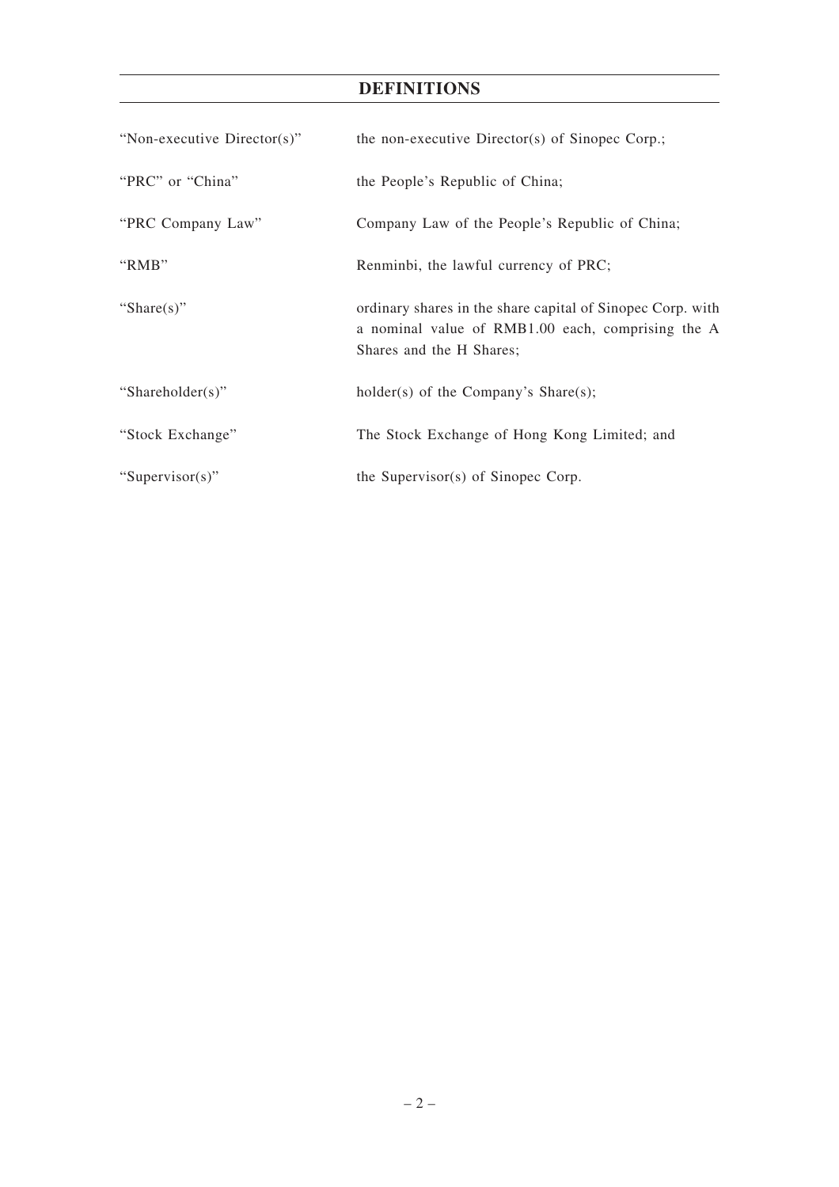# DEFINITIONS

| | |
|---|---|
| "Non-executive Director(s)" | the non-executive Director(s) of Sinopec Corp.; |
| "PRC" or "China" | the People's Republic of China; |
| "PRC Company Law" | Company Law of the People's Republic of China; |
| "RMB" | Renminbi, the lawful currency of PRC; |
| "Share(s)" | ordinary shares in the share capital of Sinopec Corp. with a nominal value of RMB1.00 each, comprising the A Shares and the H Shares; |
| "Shareholder(s)" | holder(s) of the Company's Share(s); |
| "Stock Exchange" | The Stock Exchange of Hong Kong Limited; and |
| "Supervisor(s)" | the Supervisor(s) of Sinopec Corp. |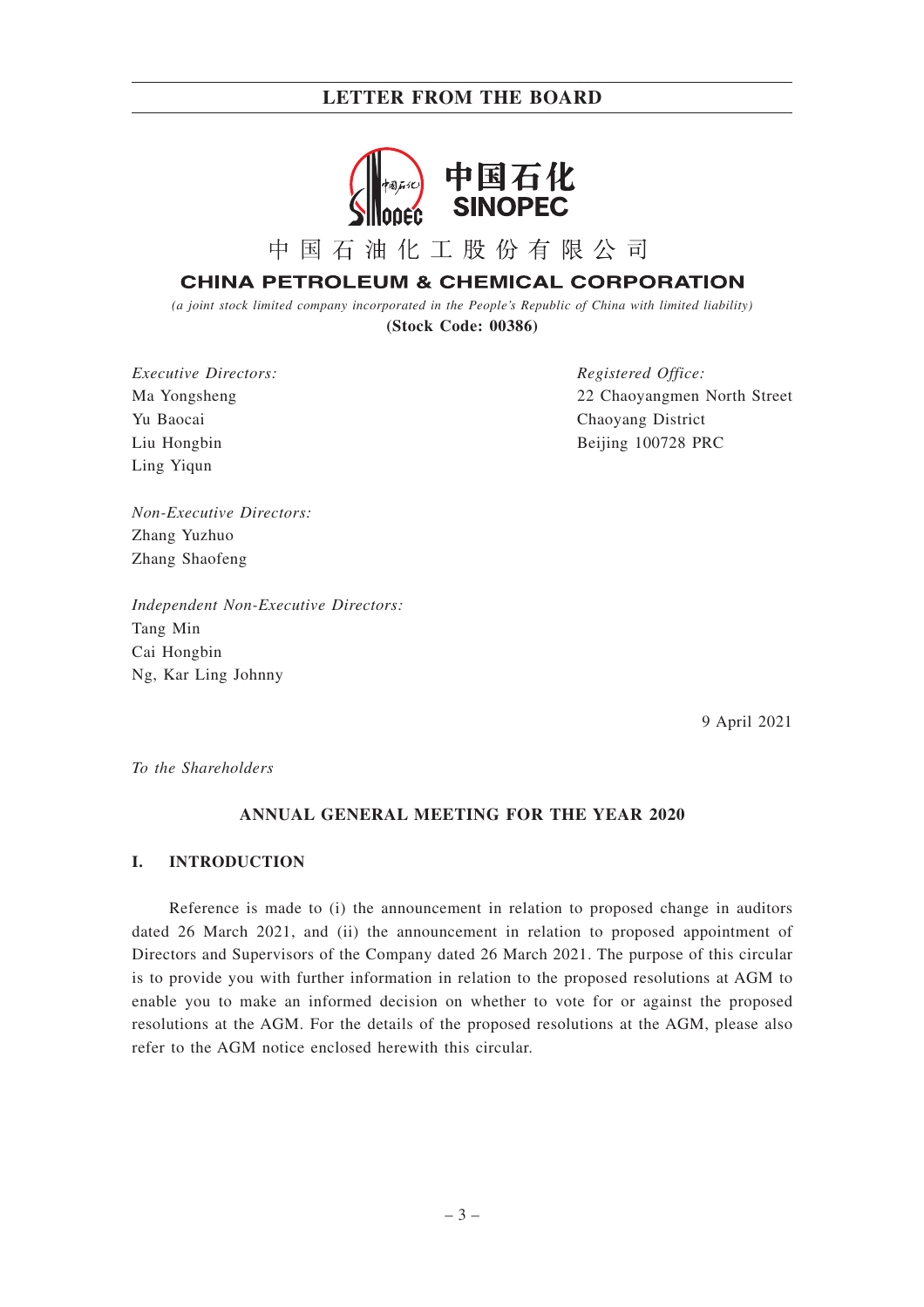中国石化
SINOPEC

中 国 石 油 化 工 股 份 有 限 公 司

**CHINA PETROLEUM & CHEMICAL CORPORATION**

*(a joint stock limited company incorporated in the People's Republic of China with limited liability)*

**(Stock Code: 00386)**

*Executive Directors:*
Ma Yongsheng
Yu Baocai
Liu Hongbin
Ling Yiqun

*Registered Office:*
22 Chaoyangmen North Street
Chaoyang District
Beijing 100728 PRC

*Non-Executive Directors:*
Zhang Yuzhuo
Zhang Shaofeng

*Independent Non-Executive Directors:*
Tang Min
Cai Hongbin
Ng, Kar Ling Johnny

9 April 2021

*To the Shareholders*

## ANNUAL GENERAL MEETING FOR THE YEAR 2020

### I. INTRODUCTION

Reference is made to (i) the announcement in relation to proposed change in auditors dated 26 March 2021, and (ii) the announcement in relation to proposed appointment of Directors and Supervisors of the Company dated 26 March 2021. The purpose of this circular is to provide you with further information in relation to the proposed resolutions at AGM to enable you to make an informed decision on whether to vote for or against the proposed resolutions at the AGM. For the details of the proposed resolutions at the AGM, please also refer to the AGM notice enclosed herewith this circular.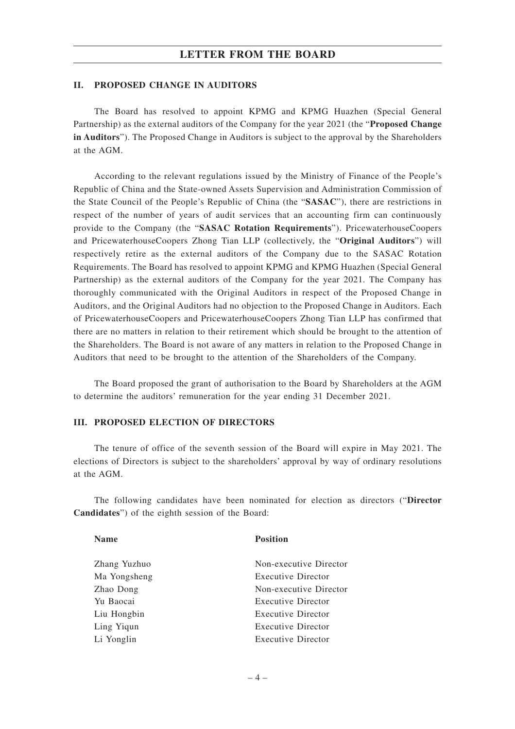## LETTER FROM THE BOARD

### II. PROPOSED CHANGE IN AUDITORS

The Board has resolved to appoint KPMG and KPMG Huazhen (Special General Partnership) as the external auditors of the Company for the year 2021 (the "**Proposed Change in Auditors**"). The Proposed Change in Auditors is subject to the approval by the Shareholders at the AGM.

According to the relevant regulations issued by the Ministry of Finance of the People's Republic of China and the State-owned Assets Supervision and Administration Commission of the State Council of the People's Republic of China (the "**SASAC**"), there are restrictions in respect of the number of years of audit services that an accounting firm can continuously provide to the Company (the "**SASAC Rotation Requirements**"). PricewaterhouseCoopers and PricewaterhouseCoopers Zhong Tian LLP (collectively, the "**Original Auditors**") will respectively retire as the external auditors of the Company due to the SASAC Rotation Requirements. The Board has resolved to appoint KPMG and KPMG Huazhen (Special General Partnership) as the external auditors of the Company for the year 2021. The Company has thoroughly communicated with the Original Auditors in respect of the Proposed Change in Auditors, and the Original Auditors had no objection to the Proposed Change in Auditors. Each of PricewaterhouseCoopers and PricewaterhouseCoopers Zhong Tian LLP has confirmed that there are no matters in relation to their retirement which should be brought to the attention of the Shareholders. The Board is not aware of any matters in relation to the Proposed Change in Auditors that need to be brought to the attention of the Shareholders of the Company.

The Board proposed the grant of authorisation to the Board by Shareholders at the AGM to determine the auditors' remuneration for the year ending 31 December 2021.

### III. PROPOSED ELECTION OF DIRECTORS

The tenure of office of the seventh session of the Board will expire in May 2021. The elections of Directors is subject to the shareholders' approval by way of ordinary resolutions at the AGM.

The following candidates have been nominated for election as directors ("**Director Candidates**") of the eighth session of the Board:

| Name | Position |
|---|---|
| Zhang Yuzhuo | Non-executive Director |
| Ma Yongsheng | Executive Director |
| Zhao Dong | Non-executive Director |
| Yu Baocai | Executive Director |
| Liu Hongbin | Executive Director |
| Ling Yiqun | Executive Director |
| Li Yonglin | Executive Director |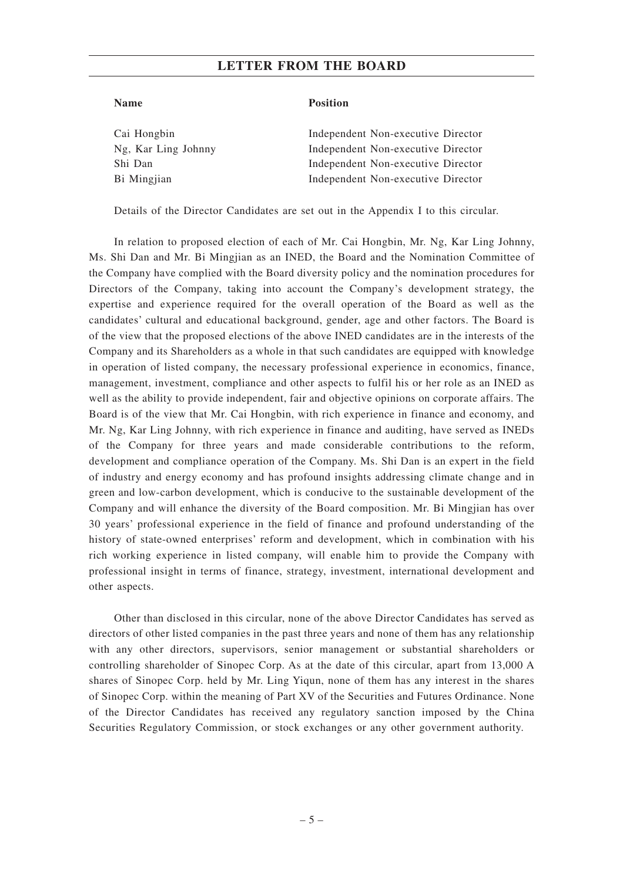| Name | Position |
|---|---|
| Cai Hongbin | Independent Non-executive Director |
| Ng, Kar Ling Johnny | Independent Non-executive Director |
| Shi Dan | Independent Non-executive Director |
| Bi Mingjian | Independent Non-executive Director |

Details of the Director Candidates are set out in the Appendix I to this circular.

In relation to proposed election of each of Mr. Cai Hongbin, Mr. Ng, Kar Ling Johnny, Ms. Shi Dan and Mr. Bi Mingjian as an INED, the Board and the Nomination Committee of the Company have complied with the Board diversity policy and the nomination procedures for Directors of the Company, taking into account the Company's development strategy, the expertise and experience required for the overall operation of the Board as well as the candidates' cultural and educational background, gender, age and other factors. The Board is of the view that the proposed elections of the above INED candidates are in the interests of the Company and its Shareholders as a whole in that such candidates are equipped with knowledge in operation of listed company, the necessary professional experience in economics, finance, management, investment, compliance and other aspects to fulfil his or her role as an INED as well as the ability to provide independent, fair and objective opinions on corporate affairs. The Board is of the view that Mr. Cai Hongbin, with rich experience in finance and economy, and Mr. Ng, Kar Ling Johnny, with rich experience in finance and auditing, have served as INEDs of the Company for three years and made considerable contributions to the reform, development and compliance operation of the Company. Ms. Shi Dan is an expert in the field of industry and energy economy and has profound insights addressing climate change and in green and low-carbon development, which is conducive to the sustainable development of the Company and will enhance the diversity of the Board composition. Mr. Bi Mingjian has over 30 years' professional experience in the field of finance and profound understanding of the history of state-owned enterprises' reform and development, which in combination with his rich working experience in listed company, will enable him to provide the Company with professional insight in terms of finance, strategy, investment, international development and other aspects.

Other than disclosed in this circular, none of the above Director Candidates has served as directors of other listed companies in the past three years and none of them has any relationship with any other directors, supervisors, senior management or substantial shareholders or controlling shareholder of Sinopec Corp. As at the date of this circular, apart from 13,000 A shares of Sinopec Corp. held by Mr. Ling Yiqun, none of them has any interest in the shares of Sinopec Corp. within the meaning of Part XV of the Securities and Futures Ordinance. None of the Director Candidates has received any regulatory sanction imposed by the China Securities Regulatory Commission, or stock exchanges or any other government authority.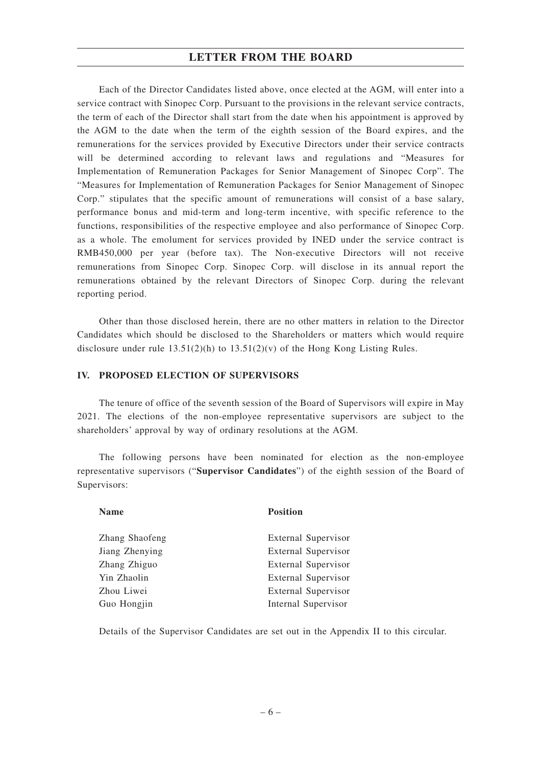Each of the Director Candidates listed above, once elected at the AGM, will enter into a service contract with Sinopec Corp. Pursuant to the provisions in the relevant service contracts, the term of each of the Director shall start from the date when his appointment is approved by the AGM to the date when the term of the eighth session of the Board expires, and the remunerations for the services provided by Executive Directors under their service contracts will be determined according to relevant laws and regulations and "Measures for Implementation of Remuneration Packages for Senior Management of Sinopec Corp". The "Measures for Implementation of Remuneration Packages for Senior Management of Sinopec Corp." stipulates that the specific amount of remunerations will consist of a base salary, performance bonus and mid-term and long-term incentive, with specific reference to the functions, responsibilities of the respective employee and also performance of Sinopec Corp. as a whole. The emolument for services provided by INED under the service contract is RMB450,000 per year (before tax). The Non-executive Directors will not receive remunerations from Sinopec Corp. Sinopec Corp. will disclose in its annual report the remunerations obtained by the relevant Directors of Sinopec Corp. during the relevant reporting period.

Other than those disclosed herein, there are no other matters in relation to the Director Candidates which should be disclosed to the Shareholders or matters which would require disclosure under rule 13.51(2)(h) to 13.51(2)(v) of the Hong Kong Listing Rules.

## IV. PROPOSED ELECTION OF SUPERVISORS

The tenure of office of the seventh session of the Board of Supervisors will expire in May 2021. The elections of the non-employee representative supervisors are subject to the shareholders' approval by way of ordinary resolutions at the AGM.

The following persons have been nominated for election as the non-employee representative supervisors ("**Supervisor Candidates**") of the eighth session of the Board of Supervisors:

| Name | Position |
|---|---|
| Zhang Shaofeng | External Supervisor |
| Jiang Zhenying | External Supervisor |
| Zhang Zhiguo | External Supervisor |
| Yin Zhaolin | External Supervisor |
| Zhou Liwei | External Supervisor |
| Guo Hongjin | Internal Supervisor |

Details of the Supervisor Candidates are set out in the Appendix II to this circular.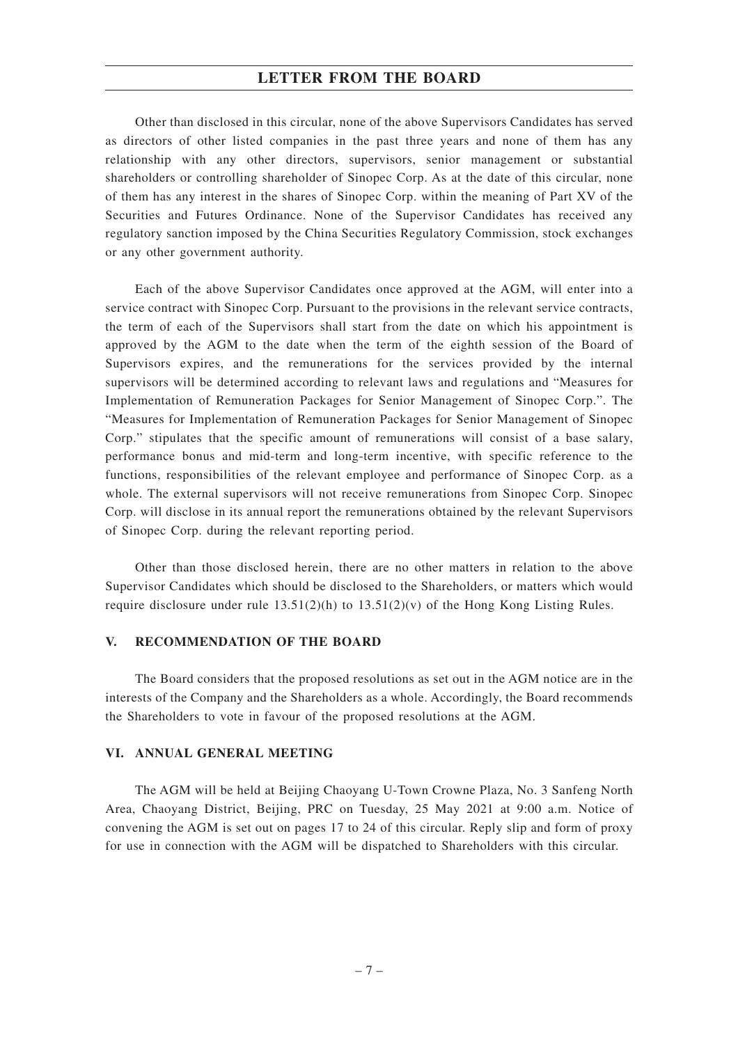Other than disclosed in this circular, none of the above Supervisors Candidates has served as directors of other listed companies in the past three years and none of them has any relationship with any other directors, supervisors, senior management or substantial shareholders or controlling shareholder of Sinopec Corp. As at the date of this circular, none of them has any interest in the shares of Sinopec Corp. within the meaning of Part XV of the Securities and Futures Ordinance. None of the Supervisor Candidates has received any regulatory sanction imposed by the China Securities Regulatory Commission, stock exchanges or any other government authority.

Each of the above Supervisor Candidates once approved at the AGM, will enter into a service contract with Sinopec Corp. Pursuant to the provisions in the relevant service contracts, the term of each of the Supervisors shall start from the date on which his appointment is approved by the AGM to the date when the term of the eighth session of the Board of Supervisors expires, and the remunerations for the services provided by the internal supervisors will be determined according to relevant laws and regulations and "Measures for Implementation of Remuneration Packages for Senior Management of Sinopec Corp.". The "Measures for Implementation of Remuneration Packages for Senior Management of Sinopec Corp." stipulates that the specific amount of remunerations will consist of a base salary, performance bonus and mid-term and long-term incentive, with specific reference to the functions, responsibilities of the relevant employee and performance of Sinopec Corp. as a whole. The external supervisors will not receive remunerations from Sinopec Corp. Sinopec Corp. will disclose in its annual report the remunerations obtained by the relevant Supervisors of Sinopec Corp. during the relevant reporting period.

Other than those disclosed herein, there are no other matters in relation to the above Supervisor Candidates which should be disclosed to the Shareholders, or matters which would require disclosure under rule 13.51(2)(h) to 13.51(2)(v) of the Hong Kong Listing Rules.

## V. RECOMMENDATION OF THE BOARD

The Board considers that the proposed resolutions as set out in the AGM notice are in the interests of the Company and the Shareholders as a whole. Accordingly, the Board recommends the Shareholders to vote in favour of the proposed resolutions at the AGM.

## VI. ANNUAL GENERAL MEETING

The AGM will be held at Beijing Chaoyang U-Town Crowne Plaza, No. 3 Sanfeng North Area, Chaoyang District, Beijing, PRC on Tuesday, 25 May 2021 at 9:00 a.m. Notice of convening the AGM is set out on pages 17 to 24 of this circular. Reply slip and form of proxy for use in connection with the AGM will be dispatched to Shareholders with this circular.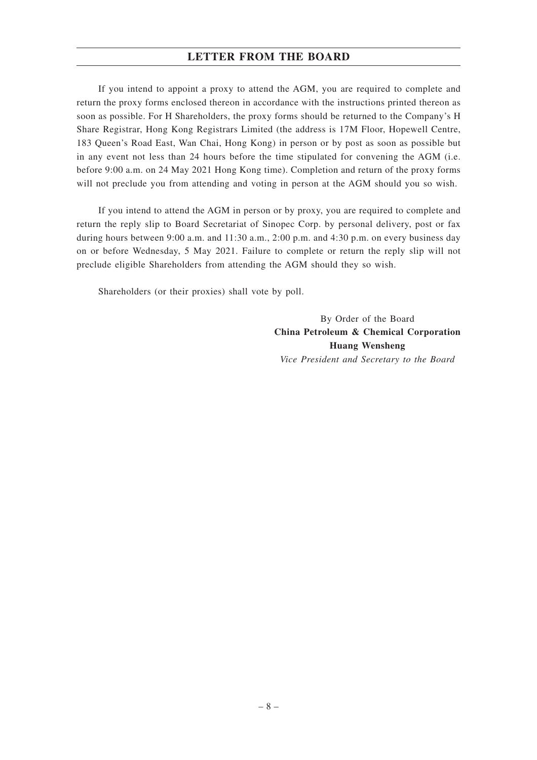## LETTER FROM THE BOARD

If you intend to appoint a proxy to attend the AGM, you are required to complete and return the proxy forms enclosed thereon in accordance with the instructions printed thereon as soon as possible. For H Shareholders, the proxy forms should be returned to the Company's H Share Registrar, Hong Kong Registrars Limited (the address is 17M Floor, Hopewell Centre, 183 Queen's Road East, Wan Chai, Hong Kong) in person or by post as soon as possible but in any event not less than 24 hours before the time stipulated for convening the AGM (i.e. before 9:00 a.m. on 24 May 2021 Hong Kong time). Completion and return of the proxy forms will not preclude you from attending and voting in person at the AGM should you so wish.

If you intend to attend the AGM in person or by proxy, you are required to complete and return the reply slip to Board Secretariat of Sinopec Corp. by personal delivery, post or fax during hours between 9:00 a.m. and 11:30 a.m., 2:00 p.m. and 4:30 p.m. on every business day on or before Wednesday, 5 May 2021. Failure to complete or return the reply slip will not preclude eligible Shareholders from attending the AGM should they so wish.

Shareholders (or their proxies) shall vote by poll.

By Order of the Board
**China Petroleum & Chemical Corporation**
**Huang Wensheng**
*Vice President and Secretary to the Board*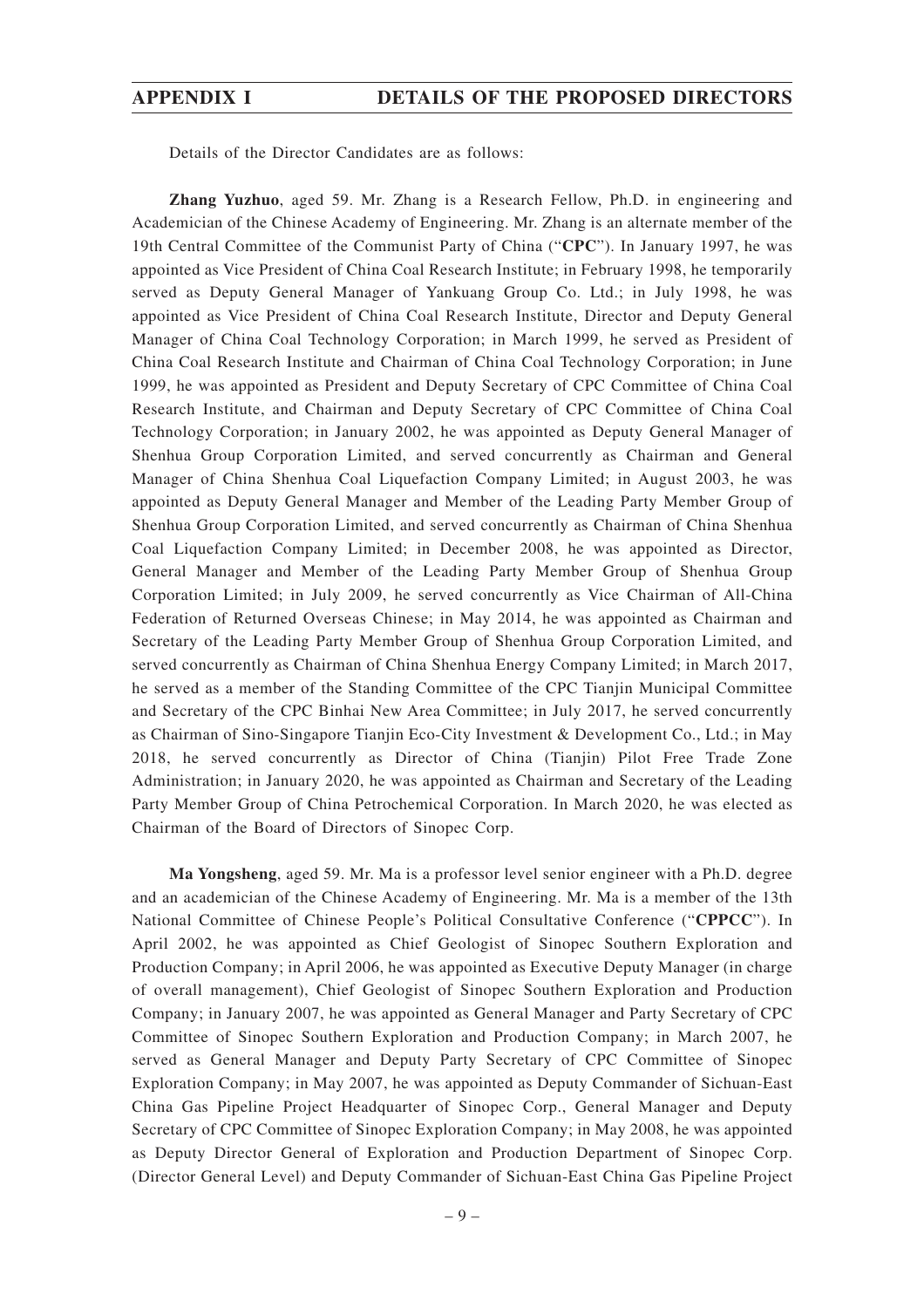Details of the Director Candidates are as follows:

**Zhang Yuzhuo**, aged 59. Mr. Zhang is a Research Fellow, Ph.D. in engineering and Academician of the Chinese Academy of Engineering. Mr. Zhang is an alternate member of the 19th Central Committee of the Communist Party of China ("**CPC**"). In January 1997, he was appointed as Vice President of China Coal Research Institute; in February 1998, he temporarily served as Deputy General Manager of Yankuang Group Co. Ltd.; in July 1998, he was appointed as Vice President of China Coal Research Institute, Director and Deputy General Manager of China Coal Technology Corporation; in March 1999, he served as President of China Coal Research Institute and Chairman of China Coal Technology Corporation; in June 1999, he was appointed as President and Deputy Secretary of CPC Committee of China Coal Research Institute, and Chairman and Deputy Secretary of CPC Committee of China Coal Technology Corporation; in January 2002, he was appointed as Deputy General Manager of Shenhua Group Corporation Limited, and served concurrently as Chairman and General Manager of China Shenhua Coal Liquefaction Company Limited; in August 2003, he was appointed as Deputy General Manager and Member of the Leading Party Member Group of Shenhua Group Corporation Limited, and served concurrently as Chairman of China Shenhua Coal Liquefaction Company Limited; in December 2008, he was appointed as Director, General Manager and Member of the Leading Party Member Group of Shenhua Group Corporation Limited; in July 2009, he served concurrently as Vice Chairman of All-China Federation of Returned Overseas Chinese; in May 2014, he was appointed as Chairman and Secretary of the Leading Party Member Group of Shenhua Group Corporation Limited, and served concurrently as Chairman of China Shenhua Energy Company Limited; in March 2017, he served as a member of the Standing Committee of the CPC Tianjin Municipal Committee and Secretary of the CPC Binhai New Area Committee; in July 2017, he served concurrently as Chairman of Sino-Singapore Tianjin Eco-City Investment & Development Co., Ltd.; in May 2018, he served concurrently as Director of China (Tianjin) Pilot Free Trade Zone Administration; in January 2020, he was appointed as Chairman and Secretary of the Leading Party Member Group of China Petrochemical Corporation. In March 2020, he was elected as Chairman of the Board of Directors of Sinopec Corp.

**Ma Yongsheng**, aged 59. Mr. Ma is a professor level senior engineer with a Ph.D. degree and an academician of the Chinese Academy of Engineering. Mr. Ma is a member of the 13th National Committee of Chinese People's Political Consultative Conference ("**CPPCC**"). In April 2002, he was appointed as Chief Geologist of Sinopec Southern Exploration and Production Company; in April 2006, he was appointed as Executive Deputy Manager (in charge of overall management), Chief Geologist of Sinopec Southern Exploration and Production Company; in January 2007, he was appointed as General Manager and Party Secretary of CPC Committee of Sinopec Southern Exploration and Production Company; in March 2007, he served as General Manager and Deputy Party Secretary of CPC Committee of Sinopec Exploration Company; in May 2007, he was appointed as Deputy Commander of Sichuan-East China Gas Pipeline Project Headquarter of Sinopec Corp., General Manager and Deputy Secretary of CPC Committee of Sinopec Exploration Company; in May 2008, he was appointed as Deputy Director General of Exploration and Production Department of Sinopec Corp. (Director General Level) and Deputy Commander of Sichuan-East China Gas Pipeline Project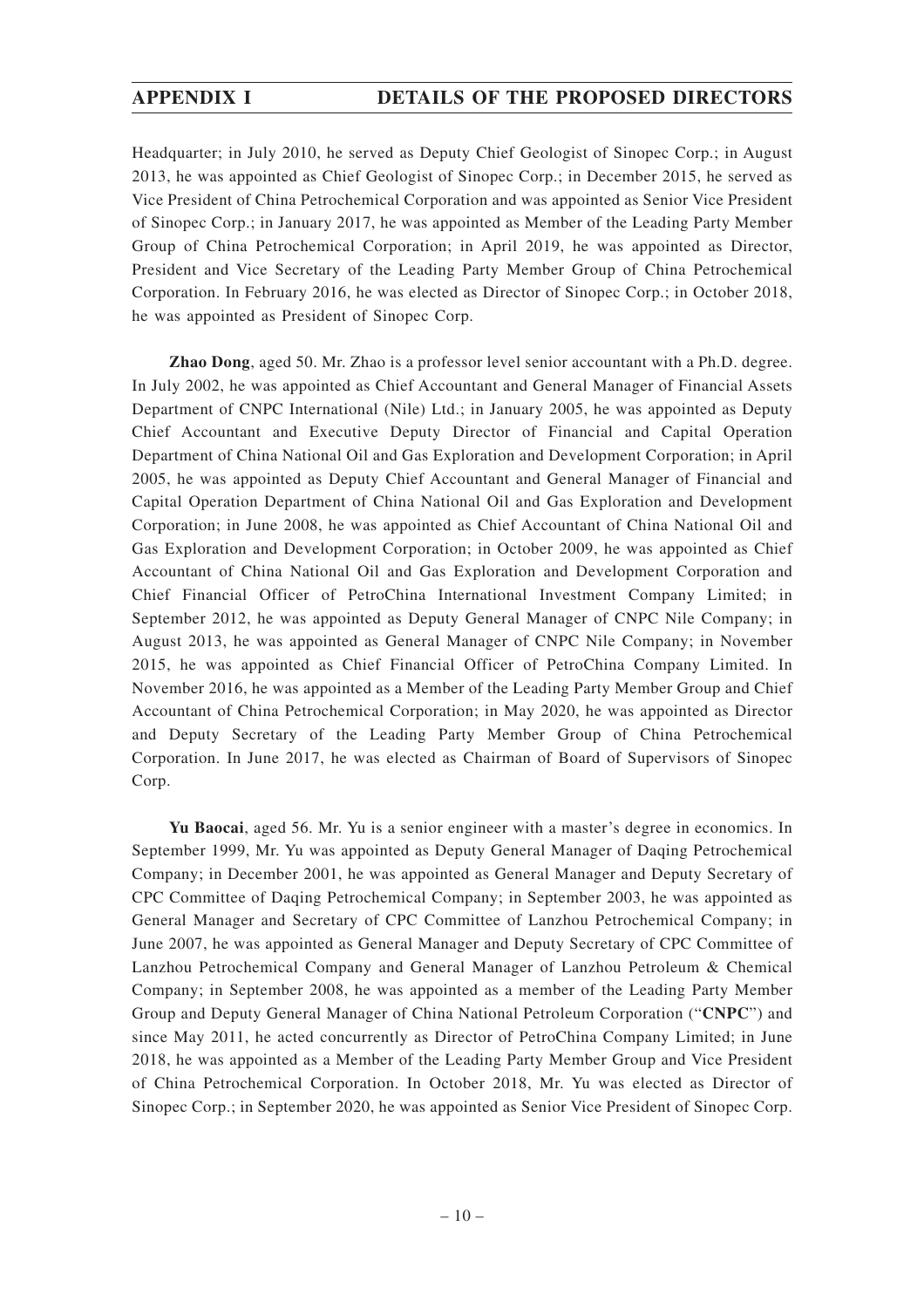Headquarter; in July 2010, he served as Deputy Chief Geologist of Sinopec Corp.; in August 2013, he was appointed as Chief Geologist of Sinopec Corp.; in December 2015, he served as Vice President of China Petrochemical Corporation and was appointed as Senior Vice President of Sinopec Corp.; in January 2017, he was appointed as Member of the Leading Party Member Group of China Petrochemical Corporation; in April 2019, he was appointed as Director, President and Vice Secretary of the Leading Party Member Group of China Petrochemical Corporation. In February 2016, he was elected as Director of Sinopec Corp.; in October 2018, he was appointed as President of Sinopec Corp.

**Zhao Dong**, aged 50. Mr. Zhao is a professor level senior accountant with a Ph.D. degree. In July 2002, he was appointed as Chief Accountant and General Manager of Financial Assets Department of CNPC International (Nile) Ltd.; in January 2005, he was appointed as Deputy Chief Accountant and Executive Deputy Director of Financial and Capital Operation Department of China National Oil and Gas Exploration and Development Corporation; in April 2005, he was appointed as Deputy Chief Accountant and General Manager of Financial and Capital Operation Department of China National Oil and Gas Exploration and Development Corporation; in June 2008, he was appointed as Chief Accountant of China National Oil and Gas Exploration and Development Corporation; in October 2009, he was appointed as Chief Accountant of China National Oil and Gas Exploration and Development Corporation and Chief Financial Officer of PetroChina International Investment Company Limited; in September 2012, he was appointed as Deputy General Manager of CNPC Nile Company; in August 2013, he was appointed as General Manager of CNPC Nile Company; in November 2015, he was appointed as Chief Financial Officer of PetroChina Company Limited. In November 2016, he was appointed as a Member of the Leading Party Member Group and Chief Accountant of China Petrochemical Corporation; in May 2020, he was appointed as Director and Deputy Secretary of the Leading Party Member Group of China Petrochemical Corporation. In June 2017, he was elected as Chairman of Board of Supervisors of Sinopec Corp.

**Yu Baocai**, aged 56. Mr. Yu is a senior engineer with a master's degree in economics. In September 1999, Mr. Yu was appointed as Deputy General Manager of Daqing Petrochemical Company; in December 2001, he was appointed as General Manager and Deputy Secretary of CPC Committee of Daqing Petrochemical Company; in September 2003, he was appointed as General Manager and Secretary of CPC Committee of Lanzhou Petrochemical Company; in June 2007, he was appointed as General Manager and Deputy Secretary of CPC Committee of Lanzhou Petrochemical Company and General Manager of Lanzhou Petroleum & Chemical Company; in September 2008, he was appointed as a member of the Leading Party Member Group and Deputy General Manager of China National Petroleum Corporation ("**CNPC**") and since May 2011, he acted concurrently as Director of PetroChina Company Limited; in June 2018, he was appointed as a Member of the Leading Party Member Group and Vice President of China Petrochemical Corporation. In October 2018, Mr. Yu was elected as Director of Sinopec Corp.; in September 2020, he was appointed as Senior Vice President of Sinopec Corp.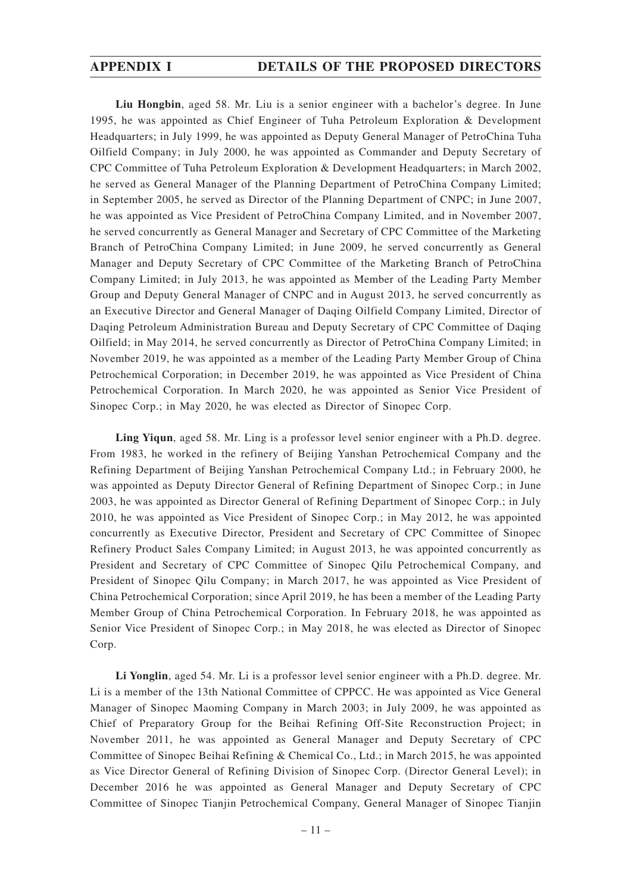**Liu Hongbin**, aged 58. Mr. Liu is a senior engineer with a bachelor's degree. In June 1995, he was appointed as Chief Engineer of Tuha Petroleum Exploration & Development Headquarters; in July 1999, he was appointed as Deputy General Manager of PetroChina Tuha Oilfield Company; in July 2000, he was appointed as Commander and Deputy Secretary of CPC Committee of Tuha Petroleum Exploration & Development Headquarters; in March 2002, he served as General Manager of the Planning Department of PetroChina Company Limited; in September 2005, he served as Director of the Planning Department of CNPC; in June 2007, he was appointed as Vice President of PetroChina Company Limited, and in November 2007, he served concurrently as General Manager and Secretary of CPC Committee of the Marketing Branch of PetroChina Company Limited; in June 2009, he served concurrently as General Manager and Deputy Secretary of CPC Committee of the Marketing Branch of PetroChina Company Limited; in July 2013, he was appointed as Member of the Leading Party Member Group and Deputy General Manager of CNPC and in August 2013, he served concurrently as an Executive Director and General Manager of Daqing Oilfield Company Limited, Director of Daqing Petroleum Administration Bureau and Deputy Secretary of CPC Committee of Daqing Oilfield; in May 2014, he served concurrently as Director of PetroChina Company Limited; in November 2019, he was appointed as a member of the Leading Party Member Group of China Petrochemical Corporation; in December 2019, he was appointed as Vice President of China Petrochemical Corporation. In March 2020, he was appointed as Senior Vice President of Sinopec Corp.; in May 2020, he was elected as Director of Sinopec Corp.

**Ling Yiqun**, aged 58. Mr. Ling is a professor level senior engineer with a Ph.D. degree. From 1983, he worked in the refinery of Beijing Yanshan Petrochemical Company and the Refining Department of Beijing Yanshan Petrochemical Company Ltd.; in February 2000, he was appointed as Deputy Director General of Refining Department of Sinopec Corp.; in June 2003, he was appointed as Director General of Refining Department of Sinopec Corp.; in July 2010, he was appointed as Vice President of Sinopec Corp.; in May 2012, he was appointed concurrently as Executive Director, President and Secretary of CPC Committee of Sinopec Refinery Product Sales Company Limited; in August 2013, he was appointed concurrently as President and Secretary of CPC Committee of Sinopec Qilu Petrochemical Company, and President of Sinopec Qilu Company; in March 2017, he was appointed as Vice President of China Petrochemical Corporation; since April 2019, he has been a member of the Leading Party Member Group of China Petrochemical Corporation. In February 2018, he was appointed as Senior Vice President of Sinopec Corp.; in May 2018, he was elected as Director of Sinopec Corp.

**Li Yonglin**, aged 54. Mr. Li is a professor level senior engineer with a Ph.D. degree. Mr. Li is a member of the 13th National Committee of CPPCC. He was appointed as Vice General Manager of Sinopec Maoming Company in March 2003; in July 2009, he was appointed as Chief of Preparatory Group for the Beihai Refining Off-Site Reconstruction Project; in November 2011, he was appointed as General Manager and Deputy Secretary of CPC Committee of Sinopec Beihai Refining & Chemical Co., Ltd.; in March 2015, he was appointed as Vice Director General of Refining Division of Sinopec Corp. (Director General Level); in December 2016 he was appointed as General Manager and Deputy Secretary of CPC Committee of Sinopec Tianjin Petrochemical Company, General Manager of Sinopec Tianjin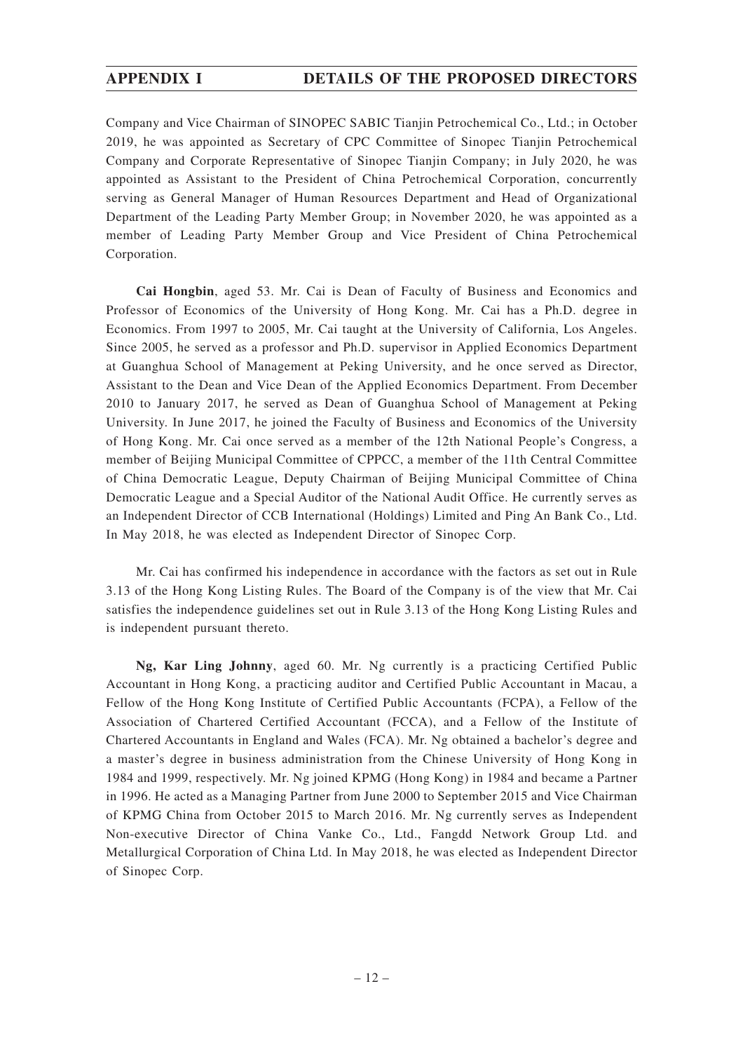Company and Vice Chairman of SINOPEC SABIC Tianjin Petrochemical Co., Ltd.; in October 2019, he was appointed as Secretary of CPC Committee of Sinopec Tianjin Petrochemical Company and Corporate Representative of Sinopec Tianjin Company; in July 2020, he was appointed as Assistant to the President of China Petrochemical Corporation, concurrently serving as General Manager of Human Resources Department and Head of Organizational Department of the Leading Party Member Group; in November 2020, he was appointed as a member of Leading Party Member Group and Vice President of China Petrochemical Corporation.

**Cai Hongbin**, aged 53. Mr. Cai is Dean of Faculty of Business and Economics and Professor of Economics of the University of Hong Kong. Mr. Cai has a Ph.D. degree in Economics. From 1997 to 2005, Mr. Cai taught at the University of California, Los Angeles. Since 2005, he served as a professor and Ph.D. supervisor in Applied Economics Department at Guanghua School of Management at Peking University, and he once served as Director, Assistant to the Dean and Vice Dean of the Applied Economics Department. From December 2010 to January 2017, he served as Dean of Guanghua School of Management at Peking University. In June 2017, he joined the Faculty of Business and Economics of the University of Hong Kong. Mr. Cai once served as a member of the 12th National People's Congress, a member of Beijing Municipal Committee of CPPCC, a member of the 11th Central Committee of China Democratic League, Deputy Chairman of Beijing Municipal Committee of China Democratic League and a Special Auditor of the National Audit Office. He currently serves as an Independent Director of CCB International (Holdings) Limited and Ping An Bank Co., Ltd. In May 2018, he was elected as Independent Director of Sinopec Corp.

Mr. Cai has confirmed his independence in accordance with the factors as set out in Rule 3.13 of the Hong Kong Listing Rules. The Board of the Company is of the view that Mr. Cai satisfies the independence guidelines set out in Rule 3.13 of the Hong Kong Listing Rules and is independent pursuant thereto.

**Ng, Kar Ling Johnny**, aged 60. Mr. Ng currently is a practicing Certified Public Accountant in Hong Kong, a practicing auditor and Certified Public Accountant in Macau, a Fellow of the Hong Kong Institute of Certified Public Accountants (FCPA), a Fellow of the Association of Chartered Certified Accountant (FCCA), and a Fellow of the Institute of Chartered Accountants in England and Wales (FCA). Mr. Ng obtained a bachelor's degree and a master's degree in business administration from the Chinese University of Hong Kong in 1984 and 1999, respectively. Mr. Ng joined KPMG (Hong Kong) in 1984 and became a Partner in 1996. He acted as a Managing Partner from June 2000 to September 2015 and Vice Chairman of KPMG China from October 2015 to March 2016. Mr. Ng currently serves as Independent Non-executive Director of China Vanke Co., Ltd., Fangdd Network Group Ltd. and Metallurgical Corporation of China Ltd. In May 2018, he was elected as Independent Director of Sinopec Corp.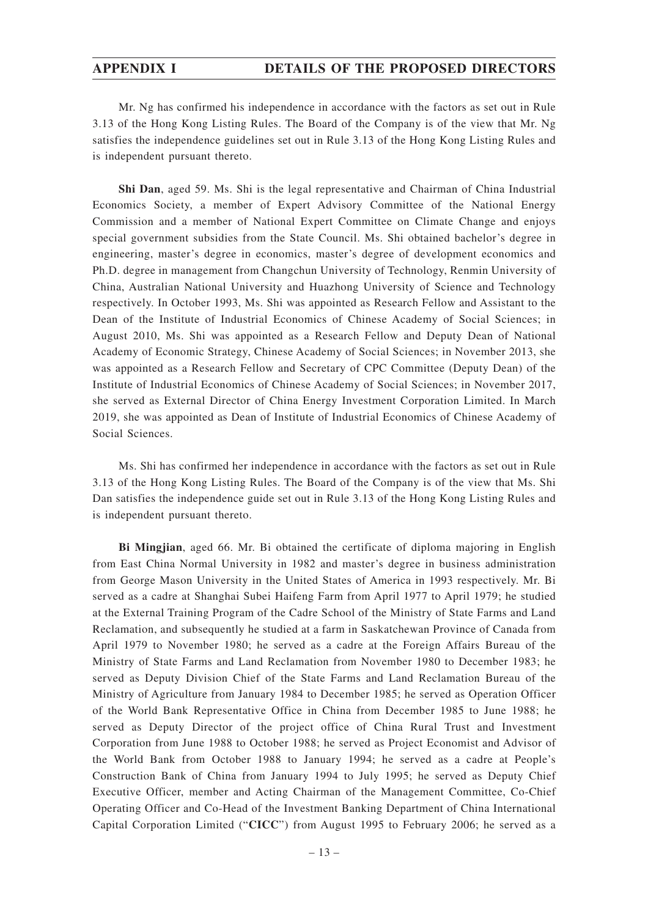Mr. Ng has confirmed his independence in accordance with the factors as set out in Rule 3.13 of the Hong Kong Listing Rules. The Board of the Company is of the view that Mr. Ng satisfies the independence guidelines set out in Rule 3.13 of the Hong Kong Listing Rules and is independent pursuant thereto.

**Shi Dan**, aged 59. Ms. Shi is the legal representative and Chairman of China Industrial Economics Society, a member of Expert Advisory Committee of the National Energy Commission and a member of National Expert Committee on Climate Change and enjoys special government subsidies from the State Council. Ms. Shi obtained bachelor's degree in engineering, master's degree in economics, master's degree of development economics and Ph.D. degree in management from Changchun University of Technology, Renmin University of China, Australian National University and Huazhong University of Science and Technology respectively. In October 1993, Ms. Shi was appointed as Research Fellow and Assistant to the Dean of the Institute of Industrial Economics of Chinese Academy of Social Sciences; in August 2010, Ms. Shi was appointed as a Research Fellow and Deputy Dean of National Academy of Economic Strategy, Chinese Academy of Social Sciences; in November 2013, she was appointed as a Research Fellow and Secretary of CPC Committee (Deputy Dean) of the Institute of Industrial Economics of Chinese Academy of Social Sciences; in November 2017, she served as External Director of China Energy Investment Corporation Limited. In March 2019, she was appointed as Dean of Institute of Industrial Economics of Chinese Academy of Social Sciences.

Ms. Shi has confirmed her independence in accordance with the factors as set out in Rule 3.13 of the Hong Kong Listing Rules. The Board of the Company is of the view that Ms. Shi Dan satisfies the independence guide set out in Rule 3.13 of the Hong Kong Listing Rules and is independent pursuant thereto.

**Bi Mingjian**, aged 66. Mr. Bi obtained the certificate of diploma majoring in English from East China Normal University in 1982 and master's degree in business administration from George Mason University in the United States of America in 1993 respectively. Mr. Bi served as a cadre at Shanghai Subei Haifeng Farm from April 1977 to April 1979; he studied at the External Training Program of the Cadre School of the Ministry of State Farms and Land Reclamation, and subsequently he studied at a farm in Saskatchewan Province of Canada from April 1979 to November 1980; he served as a cadre at the Foreign Affairs Bureau of the Ministry of State Farms and Land Reclamation from November 1980 to December 1983; he served as Deputy Division Chief of the State Farms and Land Reclamation Bureau of the Ministry of Agriculture from January 1984 to December 1985; he served as Operation Officer of the World Bank Representative Office in China from December 1985 to June 1988; he served as Deputy Director of the project office of China Rural Trust and Investment Corporation from June 1988 to October 1988; he served as Project Economist and Advisor of the World Bank from October 1988 to January 1994; he served as a cadre at People's Construction Bank of China from January 1994 to July 1995; he served as Deputy Chief Executive Officer, member and Acting Chairman of the Management Committee, Co-Chief Operating Officer and Co-Head of the Investment Banking Department of China International Capital Corporation Limited ("**CICC**") from August 1995 to February 2006; he served as a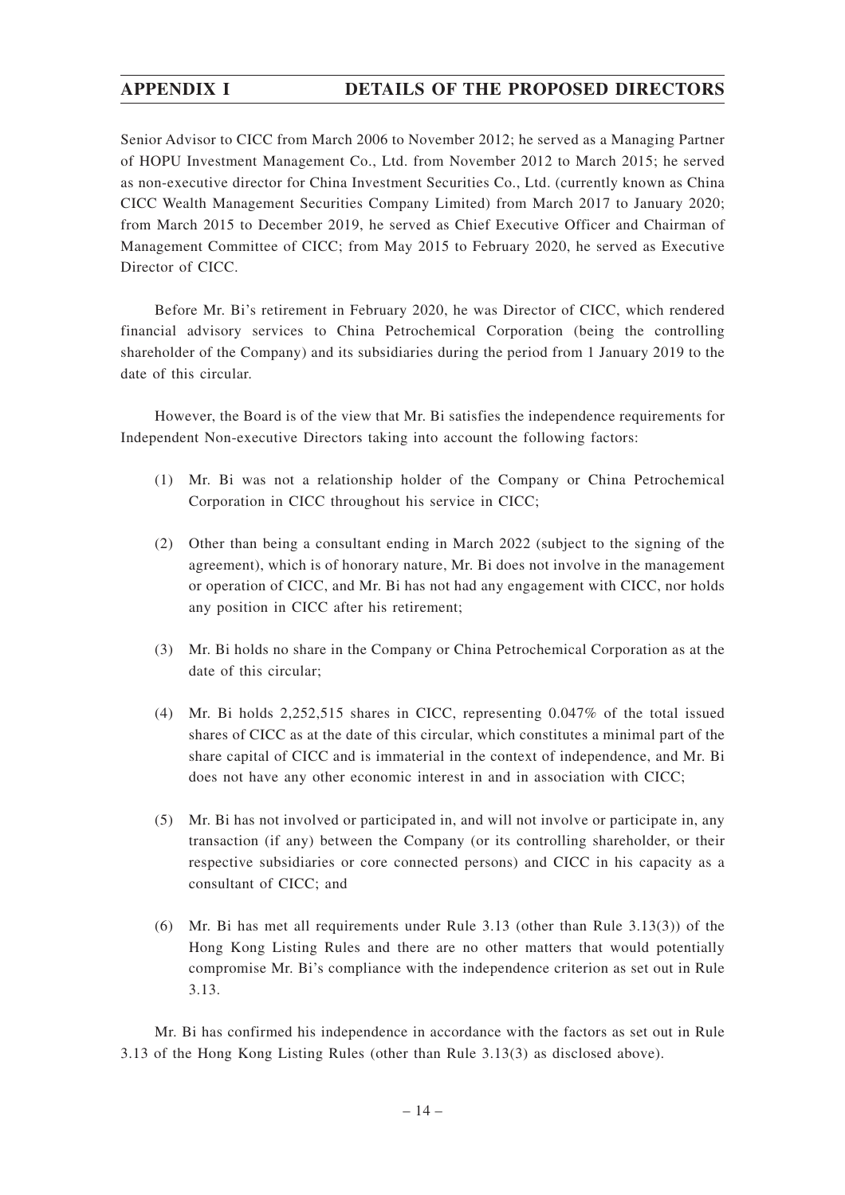Senior Advisor to CICC from March 2006 to November 2012; he served as a Managing Partner of HOPU Investment Management Co., Ltd. from November 2012 to March 2015; he served as non-executive director for China Investment Securities Co., Ltd. (currently known as China CICC Wealth Management Securities Company Limited) from March 2017 to January 2020; from March 2015 to December 2019, he served as Chief Executive Officer and Chairman of Management Committee of CICC; from May 2015 to February 2020, he served as Executive Director of CICC.

Before Mr. Bi's retirement in February 2020, he was Director of CICC, which rendered financial advisory services to China Petrochemical Corporation (being the controlling shareholder of the Company) and its subsidiaries during the period from 1 January 2019 to the date of this circular.

However, the Board is of the view that Mr. Bi satisfies the independence requirements for Independent Non-executive Directors taking into account the following factors:

(1) Mr. Bi was not a relationship holder of the Company or China Petrochemical Corporation in CICC throughout his service in CICC;

(2) Other than being a consultant ending in March 2022 (subject to the signing of the agreement), which is of honorary nature, Mr. Bi does not involve in the management or operation of CICC, and Mr. Bi has not had any engagement with CICC, nor holds any position in CICC after his retirement;

(3) Mr. Bi holds no share in the Company or China Petrochemical Corporation as at the date of this circular;

(4) Mr. Bi holds 2,252,515 shares in CICC, representing 0.047% of the total issued shares of CICC as at the date of this circular, which constitutes a minimal part of the share capital of CICC and is immaterial in the context of independence, and Mr. Bi does not have any other economic interest in and in association with CICC;

(5) Mr. Bi has not involved or participated in, and will not involve or participate in, any transaction (if any) between the Company (or its controlling shareholder, or their respective subsidiaries or core connected persons) and CICC in his capacity as a consultant of CICC; and

(6) Mr. Bi has met all requirements under Rule 3.13 (other than Rule 3.13(3)) of the Hong Kong Listing Rules and there are no other matters that would potentially compromise Mr. Bi's compliance with the independence criterion as set out in Rule 3.13.

Mr. Bi has confirmed his independence in accordance with the factors as set out in Rule 3.13 of the Hong Kong Listing Rules (other than Rule 3.13(3) as disclosed above).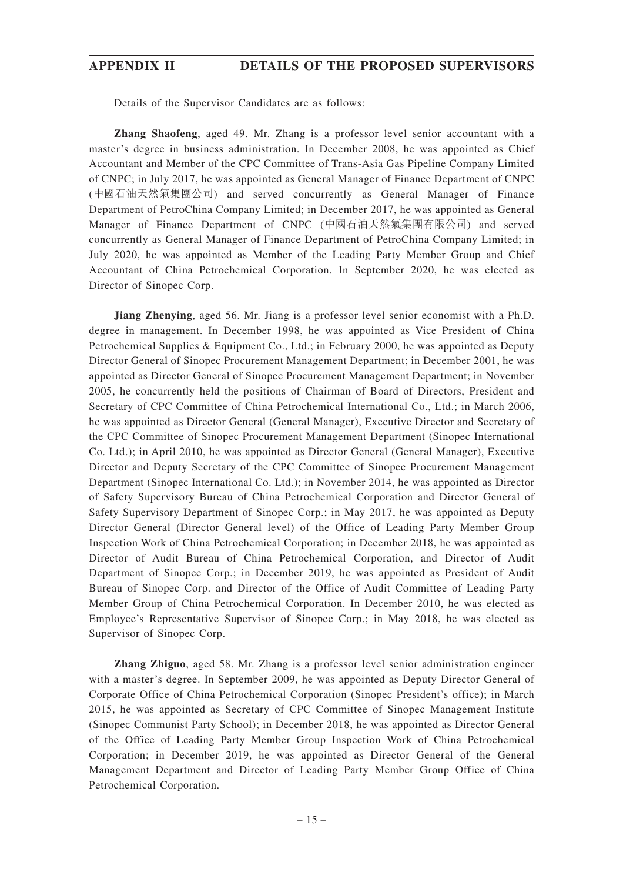Details of the Supervisor Candidates are as follows:

**Zhang Shaofeng**, aged 49. Mr. Zhang is a professor level senior accountant with a master's degree in business administration. In December 2008, he was appointed as Chief Accountant and Member of the CPC Committee of Trans-Asia Gas Pipeline Company Limited of CNPC; in July 2017, he was appointed as General Manager of Finance Department of CNPC (中國石油天然氣集團公司) and served concurrently as General Manager of Finance Department of PetroChina Company Limited; in December 2017, he was appointed as General Manager of Finance Department of CNPC (中國石油天然氣集團有限公司) and served concurrently as General Manager of Finance Department of PetroChina Company Limited; in July 2020, he was appointed as Member of the Leading Party Member Group and Chief Accountant of China Petrochemical Corporation. In September 2020, he was elected as Director of Sinopec Corp.

**Jiang Zhenying**, aged 56. Mr. Jiang is a professor level senior economist with a Ph.D. degree in management. In December 1998, he was appointed as Vice President of China Petrochemical Supplies & Equipment Co., Ltd.; in February 2000, he was appointed as Deputy Director General of Sinopec Procurement Management Department; in December 2001, he was appointed as Director General of Sinopec Procurement Management Department; in November 2005, he concurrently held the positions of Chairman of Board of Directors, President and Secretary of CPC Committee of China Petrochemical International Co., Ltd.; in March 2006, he was appointed as Director General (General Manager), Executive Director and Secretary of the CPC Committee of Sinopec Procurement Management Department (Sinopec International Co. Ltd.); in April 2010, he was appointed as Director General (General Manager), Executive Director and Deputy Secretary of the CPC Committee of Sinopec Procurement Management Department (Sinopec International Co. Ltd.); in November 2014, he was appointed as Director of Safety Supervisory Bureau of China Petrochemical Corporation and Director General of Safety Supervisory Department of Sinopec Corp.; in May 2017, he was appointed as Deputy Director General (Director General level) of the Office of Leading Party Member Group Inspection Work of China Petrochemical Corporation; in December 2018, he was appointed as Director of Audit Bureau of China Petrochemical Corporation, and Director of Audit Department of Sinopec Corp.; in December 2019, he was appointed as President of Audit Bureau of Sinopec Corp. and Director of the Office of Audit Committee of Leading Party Member Group of China Petrochemical Corporation. In December 2010, he was elected as Employee's Representative Supervisor of Sinopec Corp.; in May 2018, he was elected as Supervisor of Sinopec Corp.

**Zhang Zhiguo**, aged 58. Mr. Zhang is a professor level senior administration engineer with a master's degree. In September 2009, he was appointed as Deputy Director General of Corporate Office of China Petrochemical Corporation (Sinopec President's office); in March 2015, he was appointed as Secretary of CPC Committee of Sinopec Management Institute (Sinopec Communist Party School); in December 2018, he was appointed as Director General of the Office of Leading Party Member Group Inspection Work of China Petrochemical Corporation; in December 2019, he was appointed as Director General of the General Management Department and Director of Leading Party Member Group Office of China Petrochemical Corporation.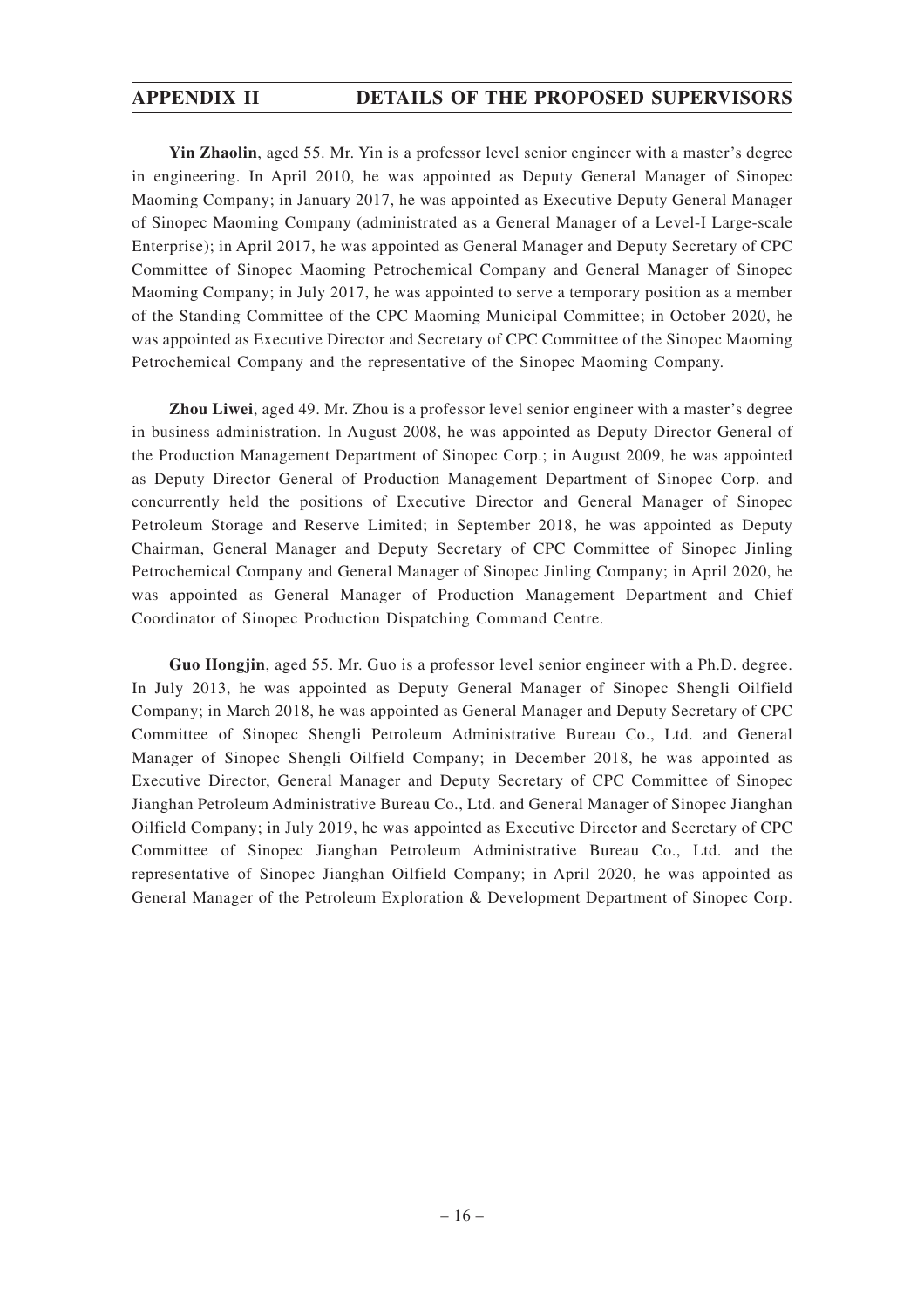**Yin Zhaolin**, aged 55. Mr. Yin is a professor level senior engineer with a master's degree in engineering. In April 2010, he was appointed as Deputy General Manager of Sinopec Maoming Company; in January 2017, he was appointed as Executive Deputy General Manager of Sinopec Maoming Company (administrated as a General Manager of a Level-I Large-scale Enterprise); in April 2017, he was appointed as General Manager and Deputy Secretary of CPC Committee of Sinopec Maoming Petrochemical Company and General Manager of Sinopec Maoming Company; in July 2017, he was appointed to serve a temporary position as a member of the Standing Committee of the CPC Maoming Municipal Committee; in October 2020, he was appointed as Executive Director and Secretary of CPC Committee of the Sinopec Maoming Petrochemical Company and the representative of the Sinopec Maoming Company.

**Zhou Liwei**, aged 49. Mr. Zhou is a professor level senior engineer with a master's degree in business administration. In August 2008, he was appointed as Deputy Director General of the Production Management Department of Sinopec Corp.; in August 2009, he was appointed as Deputy Director General of Production Management Department of Sinopec Corp. and concurrently held the positions of Executive Director and General Manager of Sinopec Petroleum Storage and Reserve Limited; in September 2018, he was appointed as Deputy Chairman, General Manager and Deputy Secretary of CPC Committee of Sinopec Jinling Petrochemical Company and General Manager of Sinopec Jinling Company; in April 2020, he was appointed as General Manager of Production Management Department and Chief Coordinator of Sinopec Production Dispatching Command Centre.

**Guo Hongjin**, aged 55. Mr. Guo is a professor level senior engineer with a Ph.D. degree. In July 2013, he was appointed as Deputy General Manager of Sinopec Shengli Oilfield Company; in March 2018, he was appointed as General Manager and Deputy Secretary of CPC Committee of Sinopec Shengli Petroleum Administrative Bureau Co., Ltd. and General Manager of Sinopec Shengli Oilfield Company; in December 2018, he was appointed as Executive Director, General Manager and Deputy Secretary of CPC Committee of Sinopec Jianghan Petroleum Administrative Bureau Co., Ltd. and General Manager of Sinopec Jianghan Oilfield Company; in July 2019, he was appointed as Executive Director and Secretary of CPC Committee of Sinopec Jianghan Petroleum Administrative Bureau Co., Ltd. and the representative of Sinopec Jianghan Oilfield Company; in April 2020, he was appointed as General Manager of the Petroleum Exploration & Development Department of Sinopec Corp.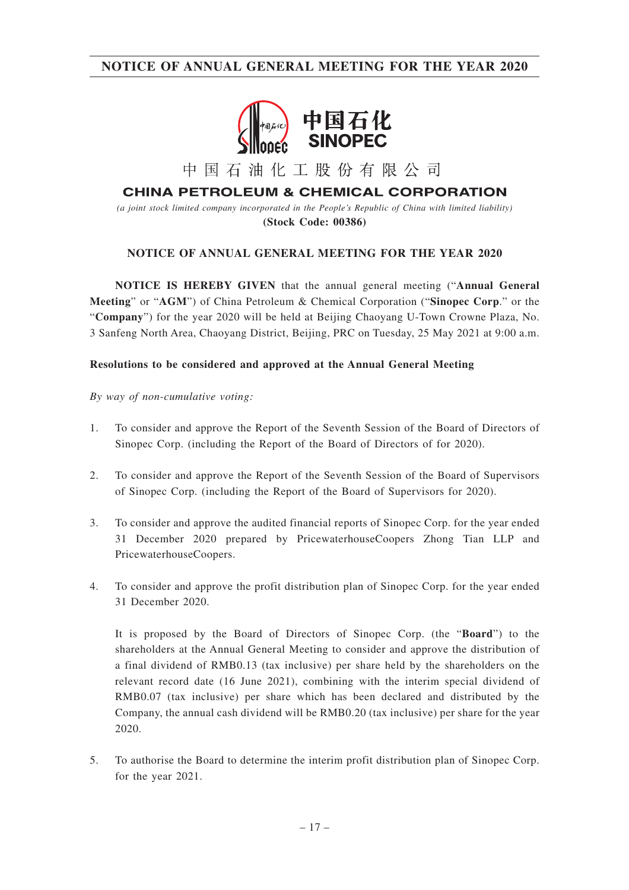# NOTICE OF ANNUAL GENERAL MEETING FOR THE YEAR 2020

中国石化
SINOPEC

中 国 石 油 化 工 股 份 有 限 公 司

**CHINA PETROLEUM & CHEMICAL CORPORATION**

*(a joint stock limited company incorporated in the People's Republic of China with limited liability)*

**(Stock Code: 00386)**

## NOTICE OF ANNUAL GENERAL MEETING FOR THE YEAR 2020

**NOTICE IS HEREBY GIVEN** that the annual general meeting ("**Annual General Meeting**" or "**AGM**") of China Petroleum & Chemical Corporation ("**Sinopec Corp**." or the "**Company**") for the year 2020 will be held at Beijing Chaoyang U-Town Crowne Plaza, No. 3 Sanfeng North Area, Chaoyang District, Beijing, PRC on Tuesday, 25 May 2021 at 9:00 a.m.

**Resolutions to be considered and approved at the Annual General Meeting**

*By way of non-cumulative voting:*

1. To consider and approve the Report of the Seventh Session of the Board of Directors of Sinopec Corp. (including the Report of the Board of Directors of for 2020).

2. To consider and approve the Report of the Seventh Session of the Board of Supervisors of Sinopec Corp. (including the Report of the Board of Supervisors for 2020).

3. To consider and approve the audited financial reports of Sinopec Corp. for the year ended 31 December 2020 prepared by PricewaterhouseCoopers Zhong Tian LLP and PricewaterhouseCoopers.

4. To consider and approve the profit distribution plan of Sinopec Corp. for the year ended 31 December 2020.

   It is proposed by the Board of Directors of Sinopec Corp. (the "**Board**") to the shareholders at the Annual General Meeting to consider and approve the distribution of a final dividend of RMB0.13 (tax inclusive) per share held by the shareholders on the relevant record date (16 June 2021), combining with the interim special dividend of RMB0.07 (tax inclusive) per share which has been declared and distributed by the Company, the annual cash dividend will be RMB0.20 (tax inclusive) per share for the year 2020.

5. To authorise the Board to determine the interim profit distribution plan of Sinopec Corp. for the year 2021.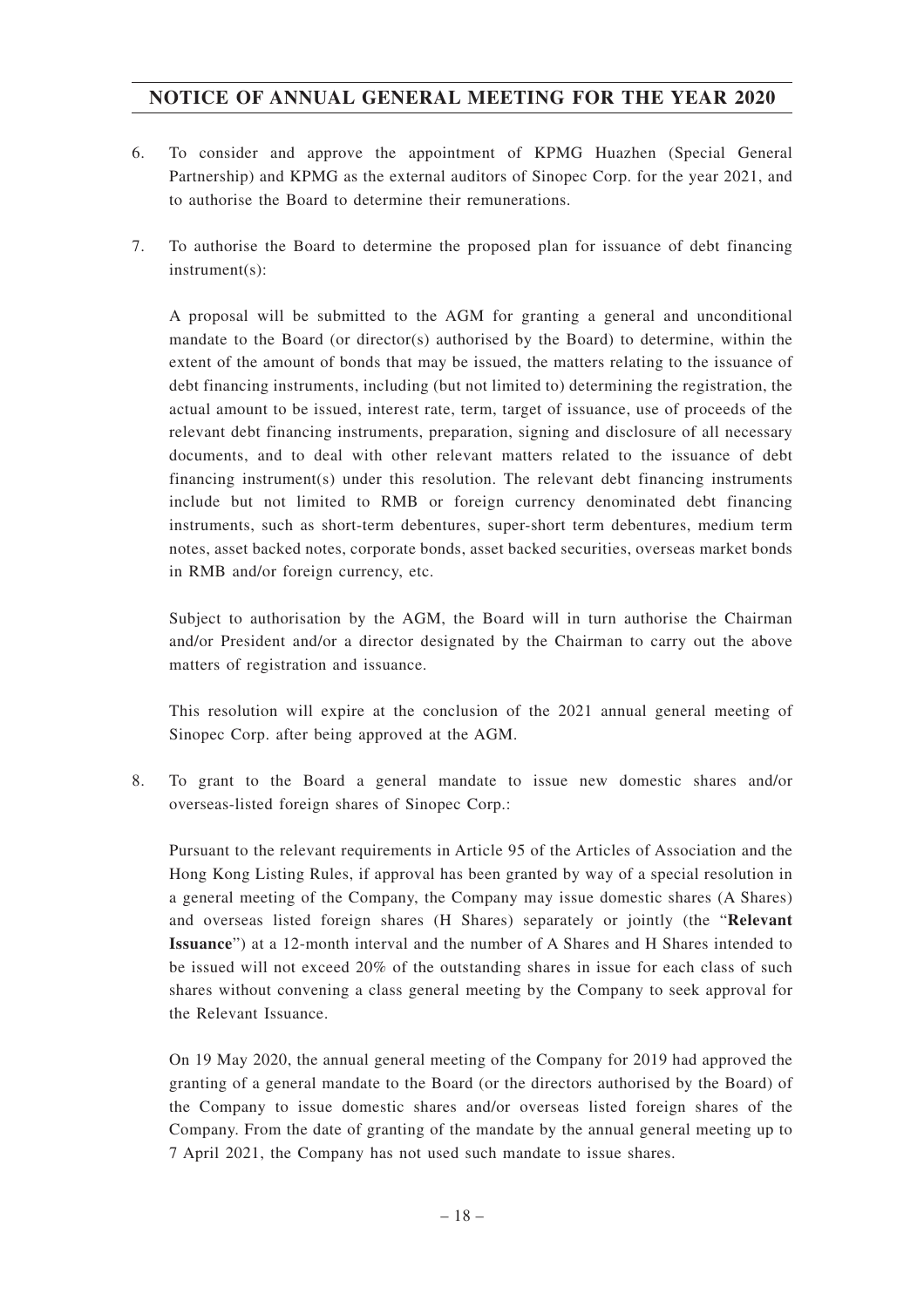6. To consider and approve the appointment of KPMG Huazhen (Special General Partnership) and KPMG as the external auditors of Sinopec Corp. for the year 2021, and to authorise the Board to determine their remunerations.

7. To authorise the Board to determine the proposed plan for issuance of debt financing instrument(s):

   A proposal will be submitted to the AGM for granting a general and unconditional mandate to the Board (or director(s) authorised by the Board) to determine, within the extent of the amount of bonds that may be issued, the matters relating to the issuance of debt financing instruments, including (but not limited to) determining the registration, the actual amount to be issued, interest rate, term, target of issuance, use of proceeds of the relevant debt financing instruments, preparation, signing and disclosure of all necessary documents, and to deal with other relevant matters related to the issuance of debt financing instrument(s) under this resolution. The relevant debt financing instruments include but not limited to RMB or foreign currency denominated debt financing instruments, such as short-term debentures, super-short term debentures, medium term notes, asset backed notes, corporate bonds, asset backed securities, overseas market bonds in RMB and/or foreign currency, etc.

   Subject to authorisation by the AGM, the Board will in turn authorise the Chairman and/or President and/or a director designated by the Chairman to carry out the above matters of registration and issuance.

   This resolution will expire at the conclusion of the 2021 annual general meeting of Sinopec Corp. after being approved at the AGM.

8. To grant to the Board a general mandate to issue new domestic shares and/or overseas-listed foreign shares of Sinopec Corp.:

   Pursuant to the relevant requirements in Article 95 of the Articles of Association and the Hong Kong Listing Rules, if approval has been granted by way of a special resolution in a general meeting of the Company, the Company may issue domestic shares (A Shares) and overseas listed foreign shares (H Shares) separately or jointly (the "**Relevant Issuance**") at a 12-month interval and the number of A Shares and H Shares intended to be issued will not exceed 20% of the outstanding shares in issue for each class of such shares without convening a class general meeting by the Company to seek approval for the Relevant Issuance.

   On 19 May 2020, the annual general meeting of the Company for 2019 had approved the granting of a general mandate to the Board (or the directors authorised by the Board) of the Company to issue domestic shares and/or overseas listed foreign shares of the Company. From the date of granting of the mandate by the annual general meeting up to 7 April 2021, the Company has not used such mandate to issue shares.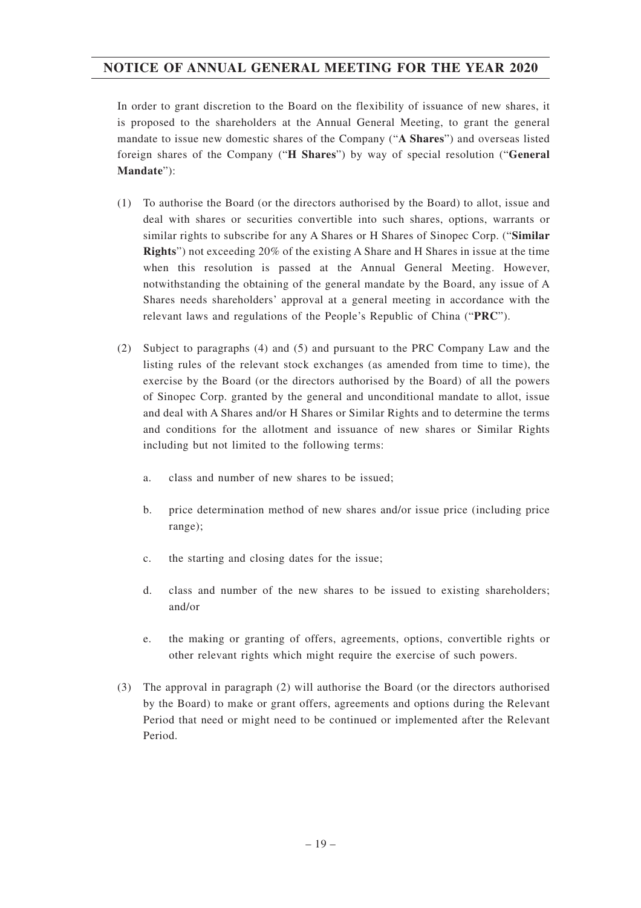In order to grant discretion to the Board on the flexibility of issuance of new shares, it is proposed to the shareholders at the Annual General Meeting, to grant the general mandate to issue new domestic shares of the Company ("**A Shares**") and overseas listed foreign shares of the Company ("**H Shares**") by way of special resolution ("**General Mandate**"):

(1) To authorise the Board (or the directors authorised by the Board) to allot, issue and deal with shares or securities convertible into such shares, options, warrants or similar rights to subscribe for any A Shares or H Shares of Sinopec Corp. ("**Similar Rights**") not exceeding 20% of the existing A Share and H Shares in issue at the time when this resolution is passed at the Annual General Meeting. However, notwithstanding the obtaining of the general mandate by the Board, any issue of A Shares needs shareholders' approval at a general meeting in accordance with the relevant laws and regulations of the People's Republic of China ("**PRC**").

(2) Subject to paragraphs (4) and (5) and pursuant to the PRC Company Law and the listing rules of the relevant stock exchanges (as amended from time to time), the exercise by the Board (or the directors authorised by the Board) of all the powers of Sinopec Corp. granted by the general and unconditional mandate to allot, issue and deal with A Shares and/or H Shares or Similar Rights and to determine the terms and conditions for the allotment and issuance of new shares or Similar Rights including but not limited to the following terms:

   a. class and number of new shares to be issued;

   b. price determination method of new shares and/or issue price (including price range);

   c. the starting and closing dates for the issue;

   d. class and number of the new shares to be issued to existing shareholders; and/or

   e. the making or granting of offers, agreements, options, convertible rights or other relevant rights which might require the exercise of such powers.

(3) The approval in paragraph (2) will authorise the Board (or the directors authorised by the Board) to make or grant offers, agreements and options during the Relevant Period that need or might need to be continued or implemented after the Relevant Period.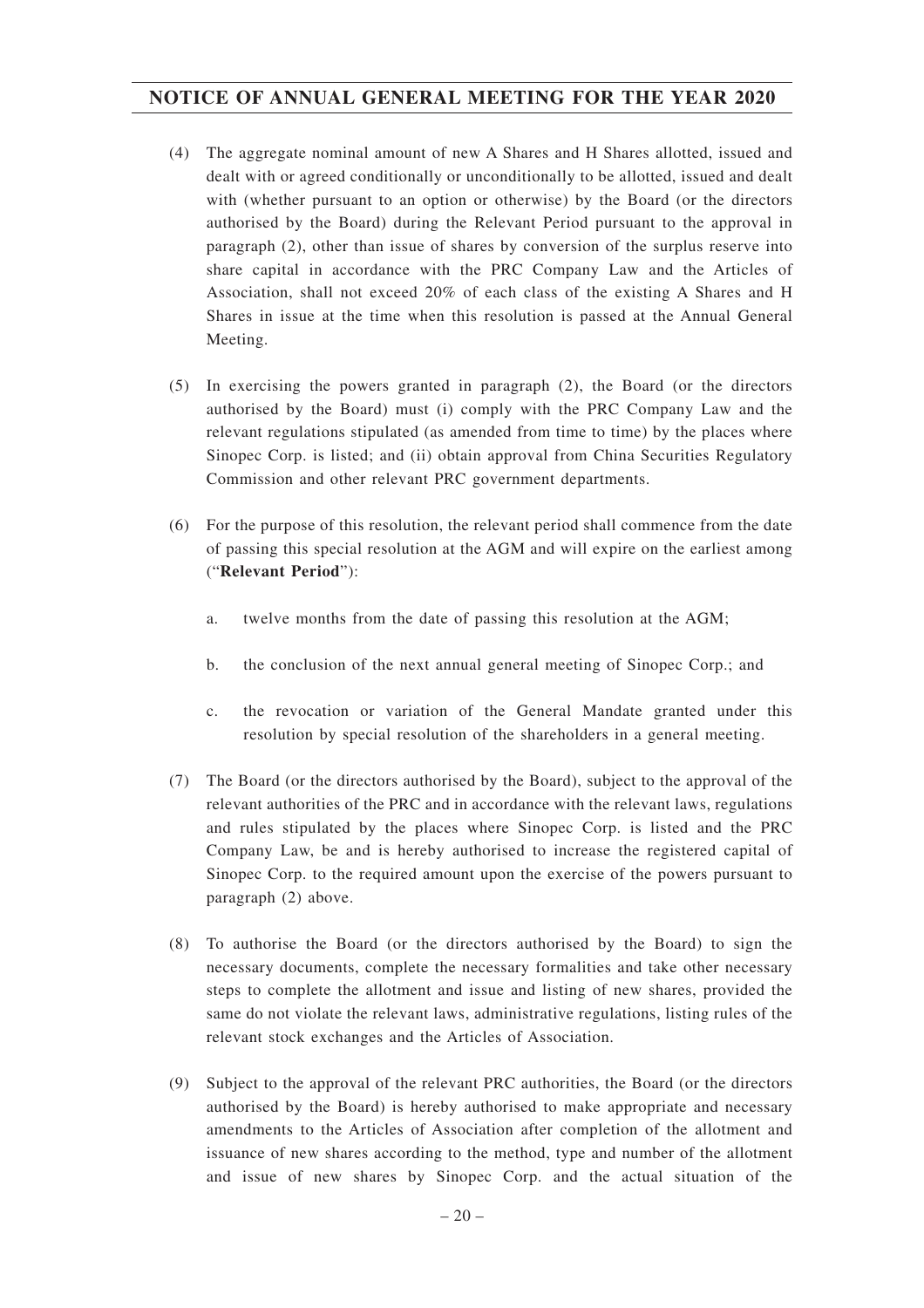(4) The aggregate nominal amount of new A Shares and H Shares allotted, issued and dealt with or agreed conditionally or unconditionally to be allotted, issued and dealt with (whether pursuant to an option or otherwise) by the Board (or the directors authorised by the Board) during the Relevant Period pursuant to the approval in paragraph (2), other than issue of shares by conversion of the surplus reserve into share capital in accordance with the PRC Company Law and the Articles of Association, shall not exceed 20% of each class of the existing A Shares and H Shares in issue at the time when this resolution is passed at the Annual General Meeting.

(5) In exercising the powers granted in paragraph (2), the Board (or the directors authorised by the Board) must (i) comply with the PRC Company Law and the relevant regulations stipulated (as amended from time to time) by the places where Sinopec Corp. is listed; and (ii) obtain approval from China Securities Regulatory Commission and other relevant PRC government departments.

(6) For the purpose of this resolution, the relevant period shall commence from the date of passing this special resolution at the AGM and will expire on the earliest among ("**Relevant Period**"):

   a. twelve months from the date of passing this resolution at the AGM;

   b. the conclusion of the next annual general meeting of Sinopec Corp.; and

   c. the revocation or variation of the General Mandate granted under this resolution by special resolution of the shareholders in a general meeting.

(7) The Board (or the directors authorised by the Board), subject to the approval of the relevant authorities of the PRC and in accordance with the relevant laws, regulations and rules stipulated by the places where Sinopec Corp. is listed and the PRC Company Law, be and is hereby authorised to increase the registered capital of Sinopec Corp. to the required amount upon the exercise of the powers pursuant to paragraph (2) above.

(8) To authorise the Board (or the directors authorised by the Board) to sign the necessary documents, complete the necessary formalities and take other necessary steps to complete the allotment and issue and listing of new shares, provided the same do not violate the relevant laws, administrative regulations, listing rules of the relevant stock exchanges and the Articles of Association.

(9) Subject to the approval of the relevant PRC authorities, the Board (or the directors authorised by the Board) is hereby authorised to make appropriate and necessary amendments to the Articles of Association after completion of the allotment and issuance of new shares according to the method, type and number of the allotment and issue of new shares by Sinopec Corp. and the actual situation of the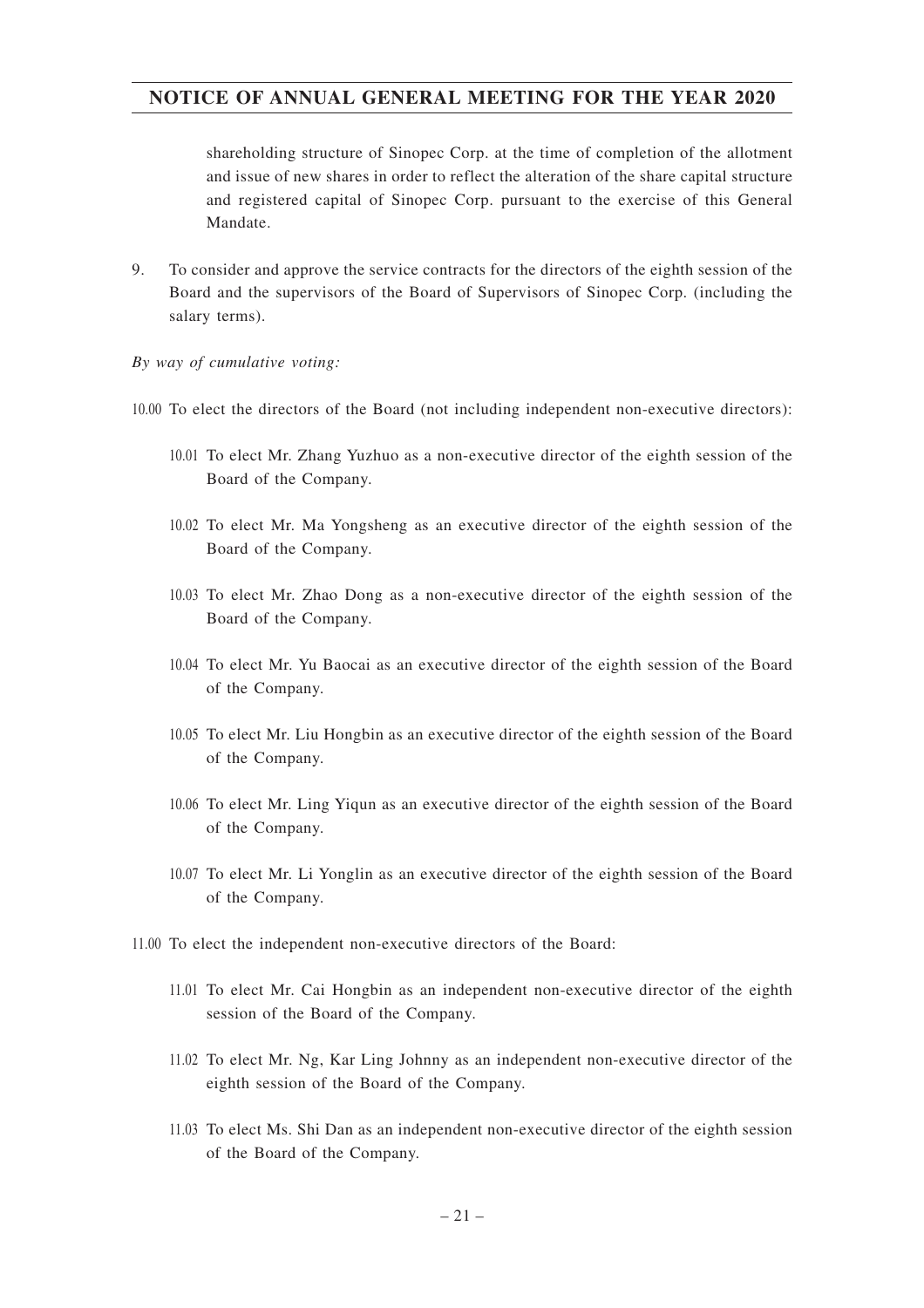shareholding structure of Sinopec Corp. at the time of completion of the allotment and issue of new shares in order to reflect the alteration of the share capital structure and registered capital of Sinopec Corp. pursuant to the exercise of this General Mandate.

9. To consider and approve the service contracts for the directors of the eighth session of the Board and the supervisors of the Board of Supervisors of Sinopec Corp. (including the salary terms).

*By way of cumulative voting:*

10.00 To elect the directors of the Board (not including independent non-executive directors):

10.01 To elect Mr. Zhang Yuzhuo as a non-executive director of the eighth session of the Board of the Company.

10.02 To elect Mr. Ma Yongsheng as an executive director of the eighth session of the Board of the Company.

10.03 To elect Mr. Zhao Dong as a non-executive director of the eighth session of the Board of the Company.

10.04 To elect Mr. Yu Baocai as an executive director of the eighth session of the Board of the Company.

10.05 To elect Mr. Liu Hongbin as an executive director of the eighth session of the Board of the Company.

10.06 To elect Mr. Ling Yiqun as an executive director of the eighth session of the Board of the Company.

10.07 To elect Mr. Li Yonglin as an executive director of the eighth session of the Board of the Company.

11.00 To elect the independent non-executive directors of the Board:

11.01 To elect Mr. Cai Hongbin as an independent non-executive director of the eighth session of the Board of the Company.

11.02 To elect Mr. Ng, Kar Ling Johnny as an independent non-executive director of the eighth session of the Board of the Company.

11.03 To elect Ms. Shi Dan as an independent non-executive director of the eighth session of the Board of the Company.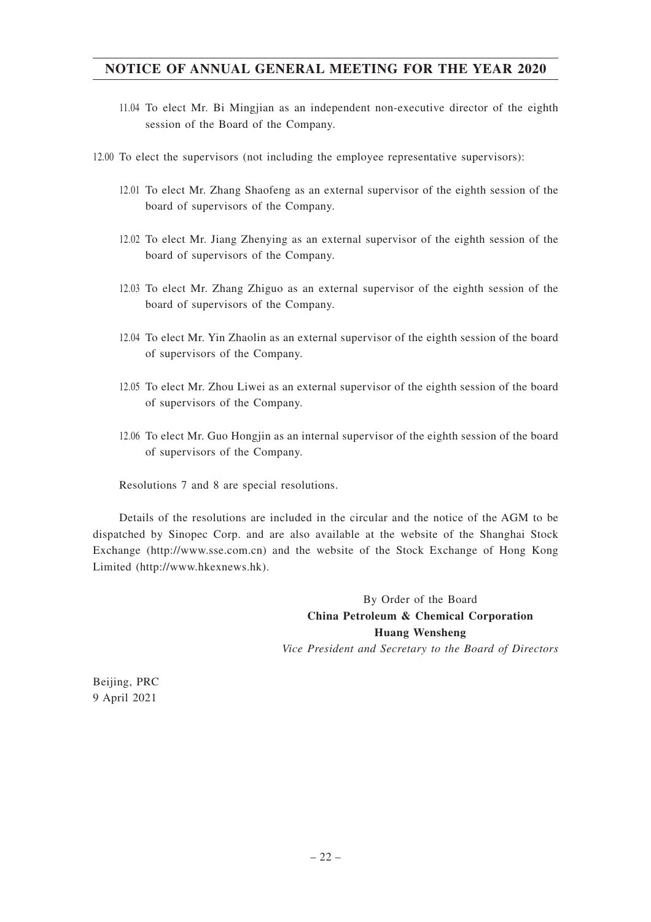11.04 To elect Mr. Bi Mingjian as an independent non-executive director of the eighth session of the Board of the Company.

12.00 To elect the supervisors (not including the employee representative supervisors):

12.01 To elect Mr. Zhang Shaofeng as an external supervisor of the eighth session of the board of supervisors of the Company.

12.02 To elect Mr. Jiang Zhenying as an external supervisor of the eighth session of the board of supervisors of the Company.

12.03 To elect Mr. Zhang Zhiguo as an external supervisor of the eighth session of the board of supervisors of the Company.

12.04 To elect Mr. Yin Zhaolin as an external supervisor of the eighth session of the board of supervisors of the Company.

12.05 To elect Mr. Zhou Liwei as an external supervisor of the eighth session of the board of supervisors of the Company.

12.06 To elect Mr. Guo Hongjin as an internal supervisor of the eighth session of the board of supervisors of the Company.

Resolutions 7 and 8 are special resolutions.

Details of the resolutions are included in the circular and the notice of the AGM to be dispatched by Sinopec Corp. and are also available at the website of the Shanghai Stock Exchange (http://www.sse.com.cn) and the website of the Stock Exchange of Hong Kong Limited (http://www.hkexnews.hk).

By Order of the Board
**China Petroleum & Chemical Corporation**
**Huang Wensheng**
*Vice President and Secretary to the Board of Directors*

Beijing, PRC
9 April 2021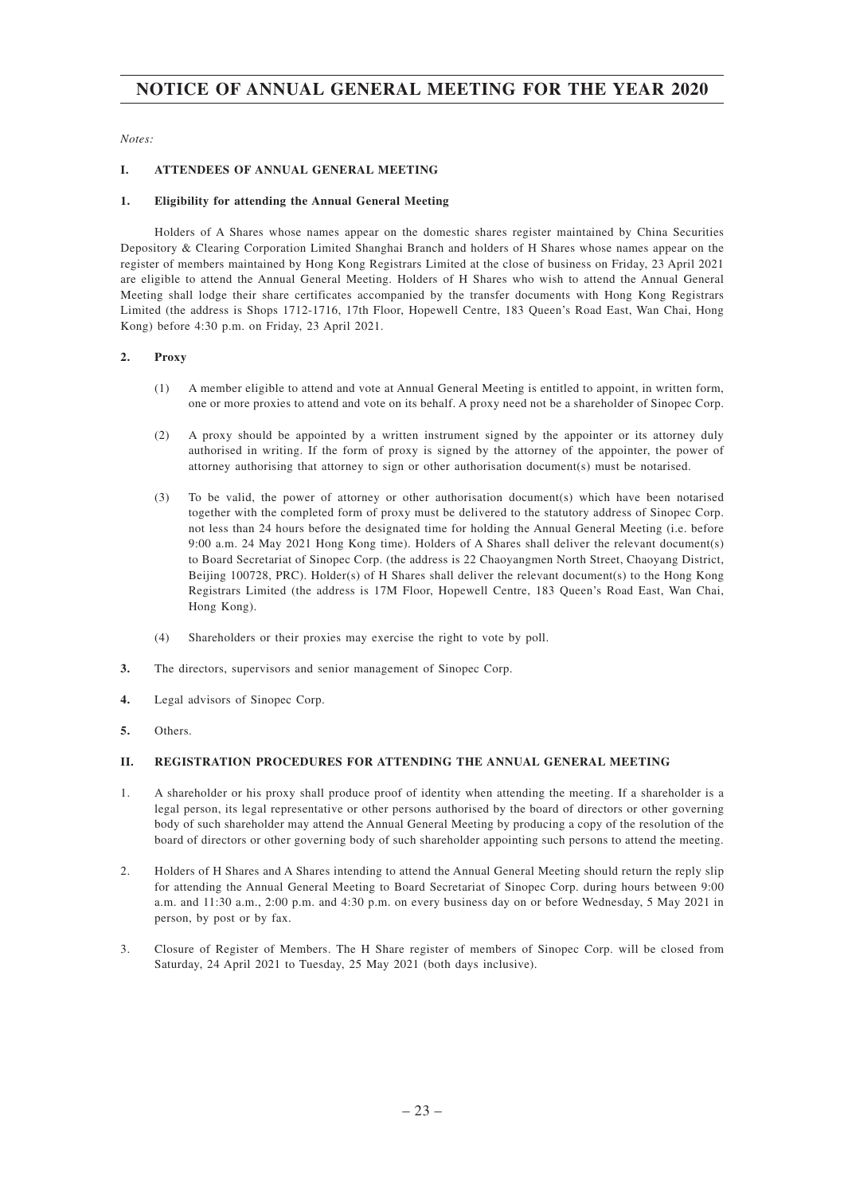# NOTICE OF ANNUAL GENERAL MEETING FOR THE YEAR 2020

*Notes:*

## I. ATTENDEES OF ANNUAL GENERAL MEETING

### 1. Eligibility for attending the Annual General Meeting

Holders of A Shares whose names appear on the domestic shares register maintained by China Securities Depository & Clearing Corporation Limited Shanghai Branch and holders of H Shares whose names appear on the register of members maintained by Hong Kong Registrars Limited at the close of business on Friday, 23 April 2021 are eligible to attend the Annual General Meeting. Holders of H Shares who wish to attend the Annual General Meeting shall lodge their share certificates accompanied by the transfer documents with Hong Kong Registrars Limited (the address is Shops 1712-1716, 17th Floor, Hopewell Centre, 183 Queen's Road East, Wan Chai, Hong Kong) before 4:30 p.m. on Friday, 23 April 2021.

### 2. Proxy

(1) A member eligible to attend and vote at Annual General Meeting is entitled to appoint, in written form, one or more proxies to attend and vote on its behalf. A proxy need not be a shareholder of Sinopec Corp.

(2) A proxy should be appointed by a written instrument signed by the appointer or its attorney duly authorised in writing. If the form of proxy is signed by the attorney of the appointer, the power of attorney authorising that attorney to sign or other authorisation document(s) must be notarised.

(3) To be valid, the power of attorney or other authorisation document(s) which have been notarised together with the completed form of proxy must be delivered to the statutory address of Sinopec Corp. not less than 24 hours before the designated time for holding the Annual General Meeting (i.e. before 9:00 a.m. 24 May 2021 Hong Kong time). Holders of A Shares shall deliver the relevant document(s) to Board Secretariat of Sinopec Corp. (the address is 22 Chaoyangmen North Street, Chaoyang District, Beijing 100728, PRC). Holder(s) of H Shares shall deliver the relevant document(s) to the Hong Kong Registrars Limited (the address is 17M Floor, Hopewell Centre, 183 Queen's Road East, Wan Chai, Hong Kong).

(4) Shareholders or their proxies may exercise the right to vote by poll.

**3.** The directors, supervisors and senior management of Sinopec Corp.

**4.** Legal advisors of Sinopec Corp.

**5.** Others.

## II. REGISTRATION PROCEDURES FOR ATTENDING THE ANNUAL GENERAL MEETING

1. A shareholder or his proxy shall produce proof of identity when attending the meeting. If a shareholder is a legal person, its legal representative or other persons authorised by the board of directors or other governing body of such shareholder may attend the Annual General Meeting by producing a copy of the resolution of the board of directors or other governing body of such shareholder appointing such persons to attend the meeting.

2. Holders of H Shares and A Shares intending to attend the Annual General Meeting should return the reply slip for attending the Annual General Meeting to Board Secretariat of Sinopec Corp. during hours between 9:00 a.m. and 11:30 a.m., 2:00 p.m. and 4:30 p.m. on every business day on or before Wednesday, 5 May 2021 in person, by post or by fax.

3. Closure of Register of Members. The H Share register of members of Sinopec Corp. will be closed from Saturday, 24 April 2021 to Tuesday, 25 May 2021 (both days inclusive).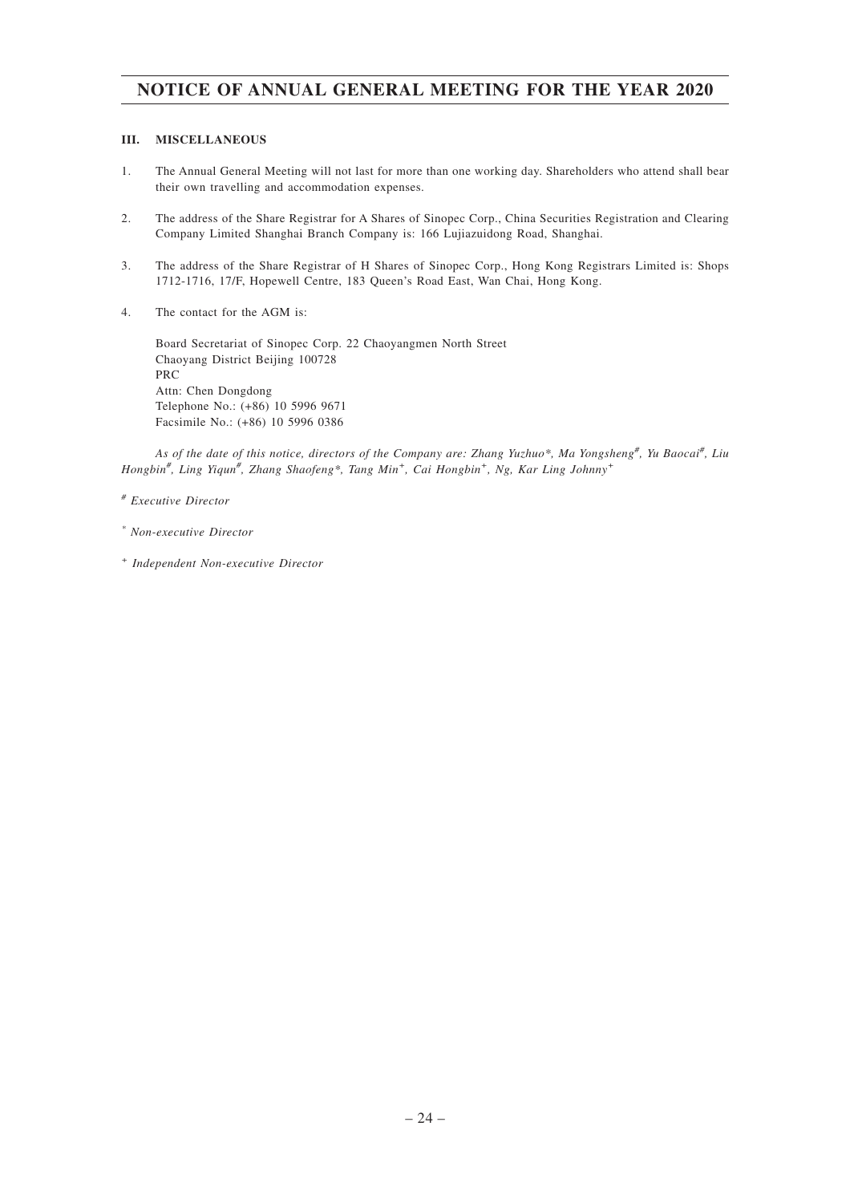## III. MISCELLANEOUS

1. The Annual General Meeting will not last for more than one working day. Shareholders who attend shall bear their own travelling and accommodation expenses.

2. The address of the Share Registrar for A Shares of Sinopec Corp., China Securities Registration and Clearing Company Limited Shanghai Branch Company is: 166 Lujiazuidong Road, Shanghai.

3. The address of the Share Registrar of H Shares of Sinopec Corp., Hong Kong Registrars Limited is: Shops 1712-1716, 17/F, Hopewell Centre, 183 Queen's Road East, Wan Chai, Hong Kong.

4. The contact for the AGM is:

   Board Secretariat of Sinopec Corp. 22 Chaoyangmen North Street
   Chaoyang District Beijing 100728
   PRC
   Attn: Chen Dongdong
   Telephone No.: (+86) 10 5996 9671
   Facsimile No.: (+86) 10 5996 0386

*As of the date of this notice, directors of the Company are: Zhang Yuzhuo\*, Ma Yongsheng#, Yu Baocai#, Liu Hongbin#, Ling Yiqun#, Zhang Shaofeng\*, Tang Min+, Cai Hongbin+, Ng, Kar Ling Johnny+*

*# Executive Director*

*\* Non-executive Director*

*+ Independent Non-executive Director*